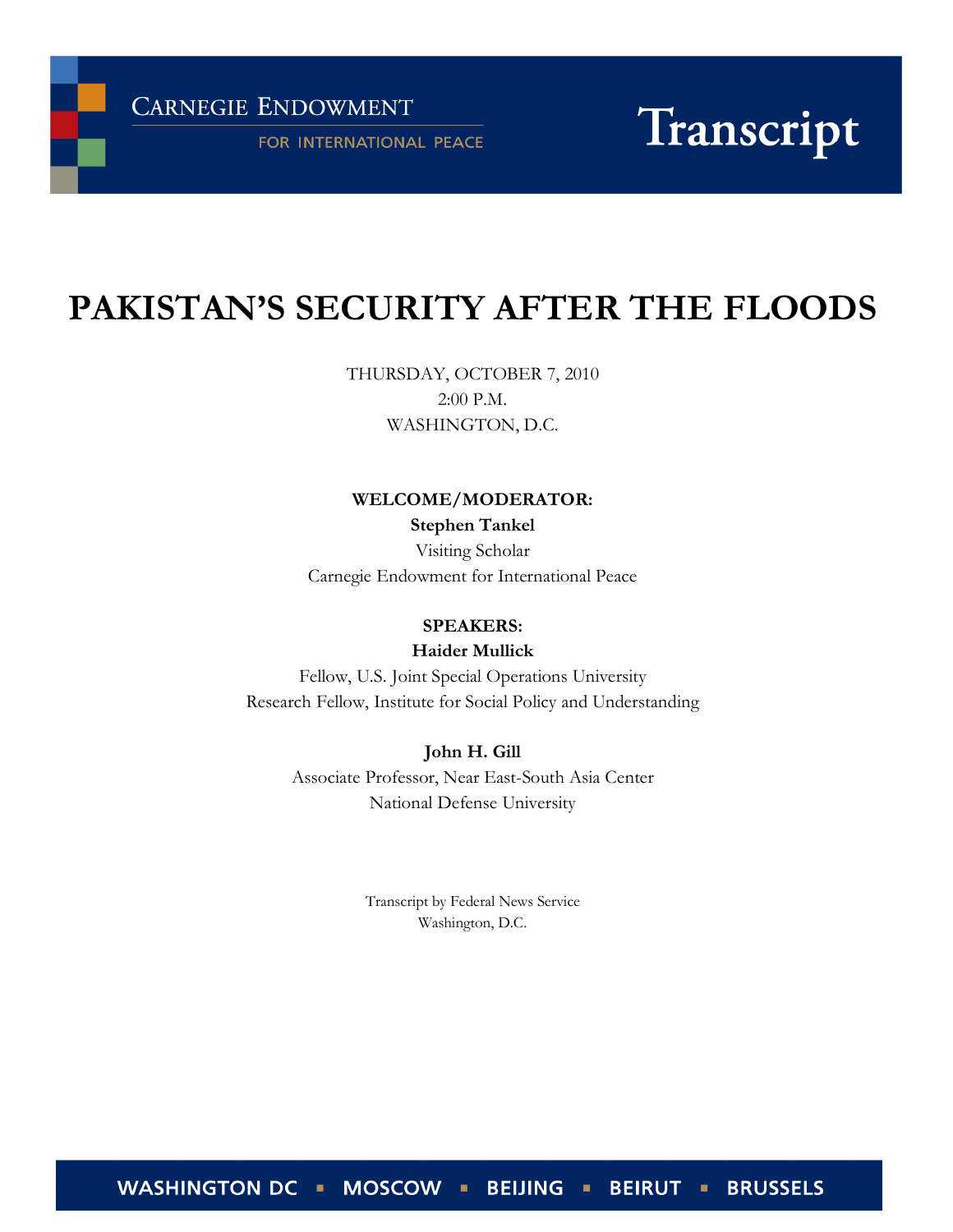Carnegie Endowment for International Peace

Transcript

# PAKISTAN'S SECURITY AFTER THE FLOODS

THURSDAY, OCTOBER 7, 2010
2:00 P.M.
WASHINGTON, D.C.

**WELCOME/MODERATOR:**

**Stephen Tankel**
Visiting Scholar
Carnegie Endowment for International Peace

**SPEAKERS:**

**Haider Mullick**
Fellow, U.S. Joint Special Operations University
Research Fellow, Institute for Social Policy and Understanding

**John H. Gill**
Associate Professor, Near East-South Asia Center
National Defense University

Transcript by Federal News Service
Washington, D.C.

WASHINGTON DC ▪ MOSCOW ▪ BEIJING ▪ BEIRUT ▪ BRUSSELS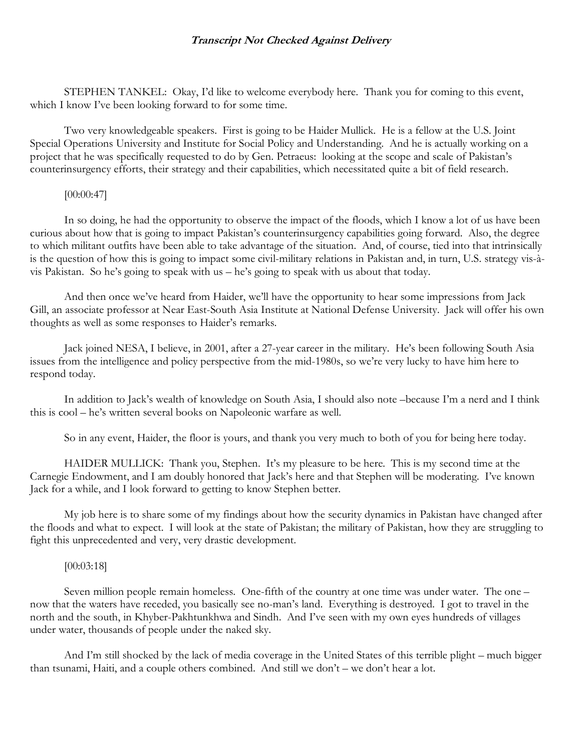***Transcript Not Checked Against Delivery***

STEPHEN TANKEL: Okay, I'd like to welcome everybody here. Thank you for coming to this event, which I know I've been looking forward to for some time.

Two very knowledgeable speakers. First is going to be Haider Mullick. He is a fellow at the U.S. Joint Special Operations University and Institute for Social Policy and Understanding. And he is actually working on a project that he was specifically requested to do by Gen. Petraeus: looking at the scope and scale of Pakistan's counterinsurgency efforts, their strategy and their capabilities, which necessitated quite a bit of field research.

[00:00:47]

In so doing, he had the opportunity to observe the impact of the floods, which I know a lot of us have been curious about how that is going to impact Pakistan's counterinsurgency capabilities going forward. Also, the degree to which militant outfits have been able to take advantage of the situation. And, of course, tied into that intrinsically is the question of how this is going to impact some civil-military relations in Pakistan and, in turn, U.S. strategy vis-à-vis Pakistan. So he's going to speak with us – he's going to speak with us about that today.

And then once we've heard from Haider, we'll have the opportunity to hear some impressions from Jack Gill, an associate professor at Near East-South Asia Institute at National Defense University. Jack will offer his own thoughts as well as some responses to Haider's remarks.

Jack joined NESA, I believe, in 2001, after a 27-year career in the military. He's been following South Asia issues from the intelligence and policy perspective from the mid-1980s, so we're very lucky to have him here to respond today.

In addition to Jack's wealth of knowledge on South Asia, I should also note –because I'm a nerd and I think this is cool – he's written several books on Napoleonic warfare as well.

So in any event, Haider, the floor is yours, and thank you very much to both of you for being here today.

HAIDER MULLICK: Thank you, Stephen. It's my pleasure to be here. This is my second time at the Carnegie Endowment, and I am doubly honored that Jack's here and that Stephen will be moderating. I've known Jack for a while, and I look forward to getting to know Stephen better.

My job here is to share some of my findings about how the security dynamics in Pakistan have changed after the floods and what to expect. I will look at the state of Pakistan; the military of Pakistan, how they are struggling to fight this unprecedented and very, very drastic development.

[00:03:18]

Seven million people remain homeless. One-fifth of the country at one time was under water. The one – now that the waters have receded, you basically see no-man's land. Everything is destroyed. I got to travel in the north and the south, in Khyber-Pakhtunkhwa and Sindh. And I've seen with my own eyes hundreds of villages under water, thousands of people under the naked sky.

And I'm still shocked by the lack of media coverage in the United States of this terrible plight – much bigger than tsunami, Haiti, and a couple others combined. And still we don't – we don't hear a lot.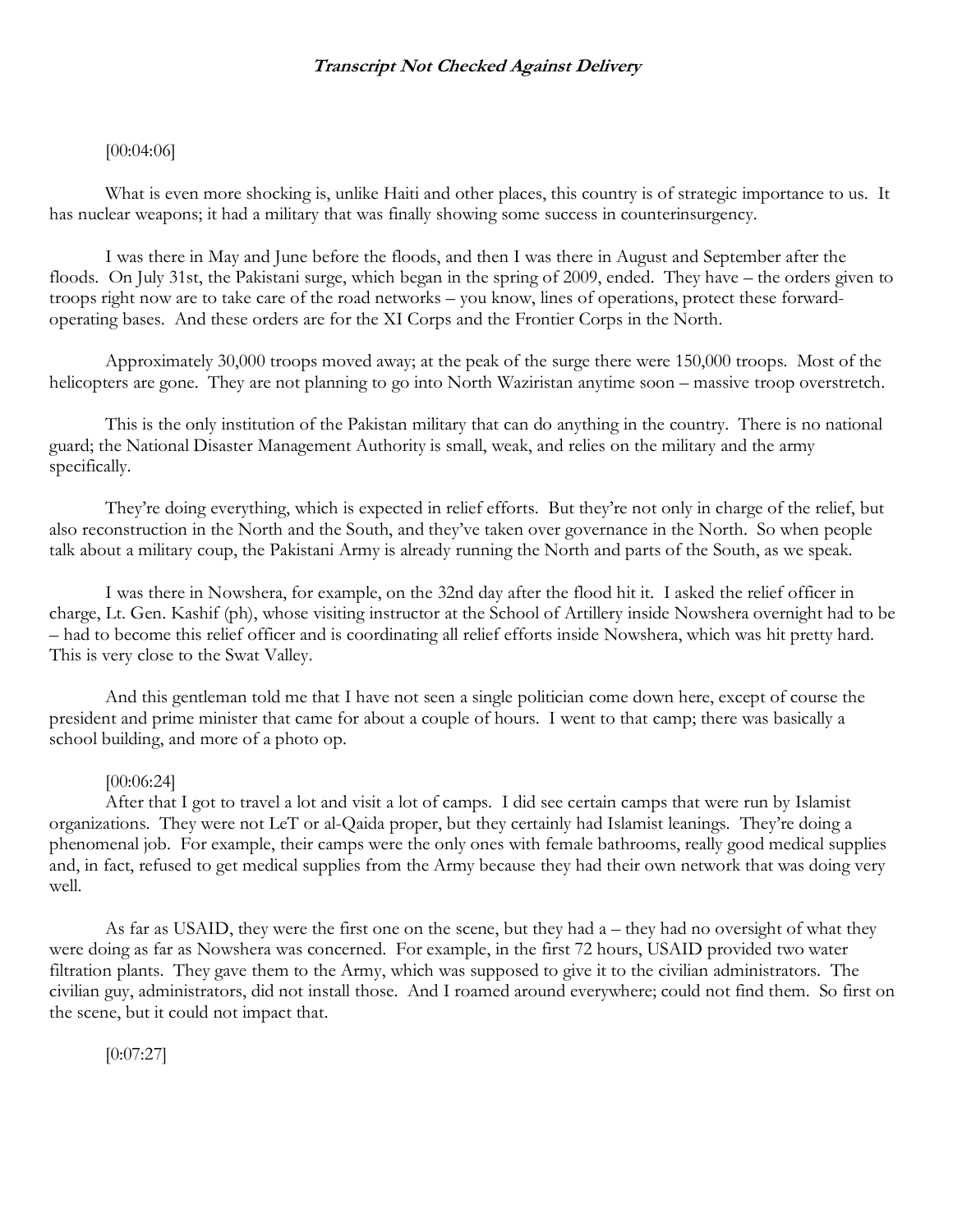***Transcript Not Checked Against Delivery***

[00:04:06]

What is even more shocking is, unlike Haiti and other places, this country is of strategic importance to us. It has nuclear weapons; it had a military that was finally showing some success in counterinsurgency.

I was there in May and June before the floods, and then I was there in August and September after the floods. On July 31st, the Pakistani surge, which began in the spring of 2009, ended. They have – the orders given to troops right now are to take care of the road networks – you know, lines of operations, protect these forward-operating bases. And these orders are for the XI Corps and the Frontier Corps in the North.

Approximately 30,000 troops moved away; at the peak of the surge there were 150,000 troops. Most of the helicopters are gone. They are not planning to go into North Waziristan anytime soon – massive troop overstretch.

This is the only institution of the Pakistan military that can do anything in the country. There is no national guard; the National Disaster Management Authority is small, weak, and relies on the military and the army specifically.

They're doing everything, which is expected in relief efforts. But they're not only in charge of the relief, but also reconstruction in the North and the South, and they've taken over governance in the North. So when people talk about a military coup, the Pakistani Army is already running the North and parts of the South, as we speak.

I was there in Nowshera, for example, on the 32nd day after the flood hit it. I asked the relief officer in charge, Lt. Gen. Kashif (ph), whose visiting instructor at the School of Artillery inside Nowshera overnight had to be – had to become this relief officer and is coordinating all relief efforts inside Nowshera, which was hit pretty hard. This is very close to the Swat Valley.

And this gentleman told me that I have not seen a single politician come down here, except of course the president and prime minister that came for about a couple of hours. I went to that camp; there was basically a school building, and more of a photo op.

[00:06:24]

After that I got to travel a lot and visit a lot of camps. I did see certain camps that were run by Islamist organizations. They were not LeT or al-Qaida proper, but they certainly had Islamist leanings. They're doing a phenomenal job. For example, their camps were the only ones with female bathrooms, really good medical supplies and, in fact, refused to get medical supplies from the Army because they had their own network that was doing very well.

As far as USAID, they were the first one on the scene, but they had a – they had no oversight of what they were doing as far as Nowshera was concerned. For example, in the first 72 hours, USAID provided two water filtration plants. They gave them to the Army, which was supposed to give it to the civilian administrators. The civilian guy, administrators, did not install those. And I roamed around everywhere; could not find them. So first on the scene, but it could not impact that.

[0:07:27]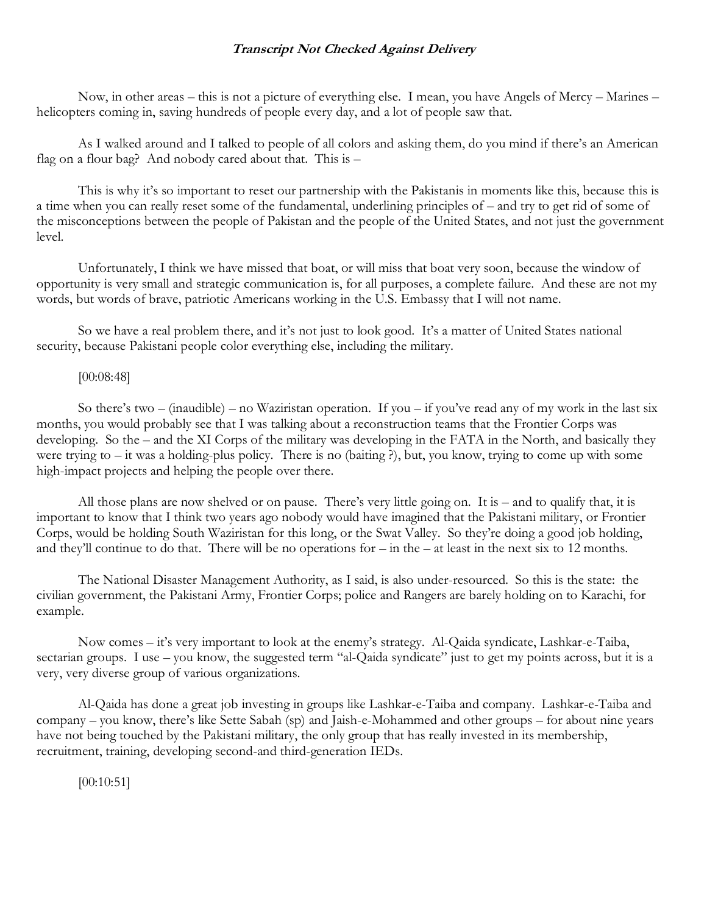Now, in other areas – this is not a picture of everything else. I mean, you have Angels of Mercy – Marines – helicopters coming in, saving hundreds of people every day, and a lot of people saw that.

As I walked around and I talked to people of all colors and asking them, do you mind if there's an American flag on a flour bag? And nobody cared about that. This is –

This is why it's so important to reset our partnership with the Pakistanis in moments like this, because this is a time when you can really reset some of the fundamental, underlining principles of – and try to get rid of some of the misconceptions between the people of Pakistan and the people of the United States, and not just the government level.

Unfortunately, I think we have missed that boat, or will miss that boat very soon, because the window of opportunity is very small and strategic communication is, for all purposes, a complete failure. And these are not my words, but words of brave, patriotic Americans working in the U.S. Embassy that I will not name.

So we have a real problem there, and it's not just to look good. It's a matter of United States national security, because Pakistani people color everything else, including the military.

[00:08:48]

So there's two – (inaudible) – no Waziristan operation. If you – if you've read any of my work in the last six months, you would probably see that I was talking about a reconstruction teams that the Frontier Corps was developing. So the – and the XI Corps of the military was developing in the FATA in the North, and basically they were trying to – it was a holding-plus policy. There is no (baiting ?), but, you know, trying to come up with some high-impact projects and helping the people over there.

All those plans are now shelved or on pause. There's very little going on. It is – and to qualify that, it is important to know that I think two years ago nobody would have imagined that the Pakistani military, or Frontier Corps, would be holding South Waziristan for this long, or the Swat Valley. So they're doing a good job holding, and they'll continue to do that. There will be no operations for – in the – at least in the next six to 12 months.

The National Disaster Management Authority, as I said, is also under-resourced. So this is the state: the civilian government, the Pakistani Army, Frontier Corps; police and Rangers are barely holding on to Karachi, for example.

Now comes – it's very important to look at the enemy's strategy. Al-Qaida syndicate, Lashkar-e-Taiba, sectarian groups. I use – you know, the suggested term "al-Qaida syndicate" just to get my points across, but it is a very, very diverse group of various organizations.

Al-Qaida has done a great job investing in groups like Lashkar-e-Taiba and company. Lashkar-e-Taiba and company – you know, there's like Sette Sabah (sp) and Jaish-e-Mohammed and other groups – for about nine years have not being touched by the Pakistani military, the only group that has really invested in its membership, recruitment, training, developing second-and third-generation IEDs.

[00:10:51]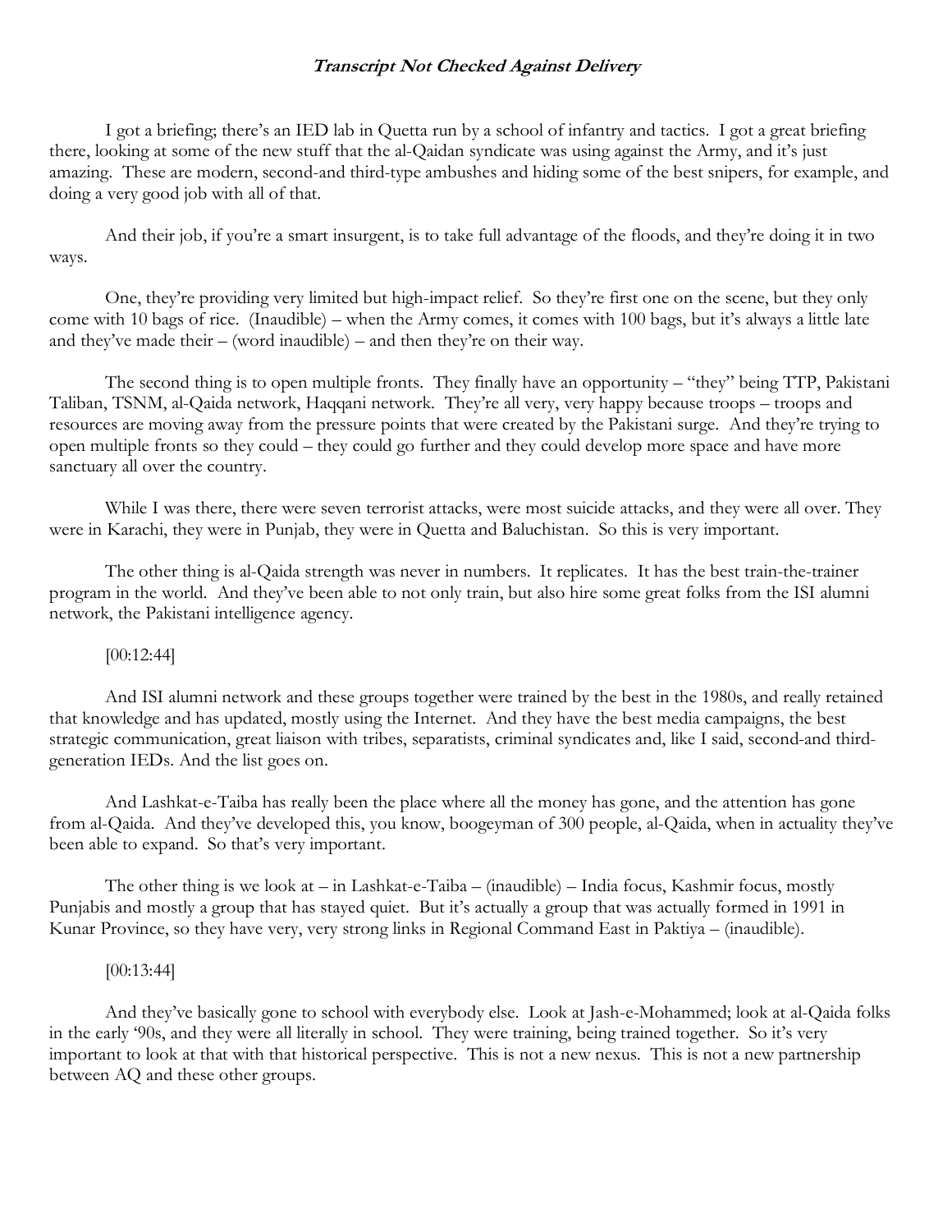***Transcript Not Checked Against Delivery***

I got a briefing; there's an IED lab in Quetta run by a school of infantry and tactics. I got a great briefing there, looking at some of the new stuff that the al-Qaidan syndicate was using against the Army, and it's just amazing. These are modern, second-and third-type ambushes and hiding some of the best snipers, for example, and doing a very good job with all of that.

And their job, if you're a smart insurgent, is to take full advantage of the floods, and they're doing it in two ways.

One, they're providing very limited but high-impact relief. So they're first one on the scene, but they only come with 10 bags of rice. (Inaudible) – when the Army comes, it comes with 100 bags, but it's always a little late and they've made their – (word inaudible) – and then they're on their way.

The second thing is to open multiple fronts. They finally have an opportunity – "they" being TTP, Pakistani Taliban, TSNM, al-Qaida network, Haqqani network. They're all very, very happy because troops – troops and resources are moving away from the pressure points that were created by the Pakistani surge. And they're trying to open multiple fronts so they could – they could go further and they could develop more space and have more sanctuary all over the country.

While I was there, there were seven terrorist attacks, were most suicide attacks, and they were all over. They were in Karachi, they were in Punjab, they were in Quetta and Baluchistan. So this is very important.

The other thing is al-Qaida strength was never in numbers. It replicates. It has the best train-the-trainer program in the world. And they've been able to not only train, but also hire some great folks from the ISI alumni network, the Pakistani intelligence agency.

[00:12:44]

And ISI alumni network and these groups together were trained by the best in the 1980s, and really retained that knowledge and has updated, mostly using the Internet. And they have the best media campaigns, the best strategic communication, great liaison with tribes, separatists, criminal syndicates and, like I said, second-and third-generation IEDs. And the list goes on.

And Lashkat-e-Taiba has really been the place where all the money has gone, and the attention has gone from al-Qaida. And they've developed this, you know, boogeyman of 300 people, al-Qaida, when in actuality they've been able to expand. So that's very important.

The other thing is we look at – in Lashkat-e-Taiba – (inaudible) – India focus, Kashmir focus, mostly Punjabis and mostly a group that has stayed quiet. But it's actually a group that was actually formed in 1991 in Kunar Province, so they have very, very strong links in Regional Command East in Paktiya – (inaudible).

[00:13:44]

And they've basically gone to school with everybody else. Look at Jash-e-Mohammed; look at al-Qaida folks in the early '90s, and they were all literally in school. They were training, being trained together. So it's very important to look at that with that historical perspective. This is not a new nexus. This is not a new partnership between AQ and these other groups.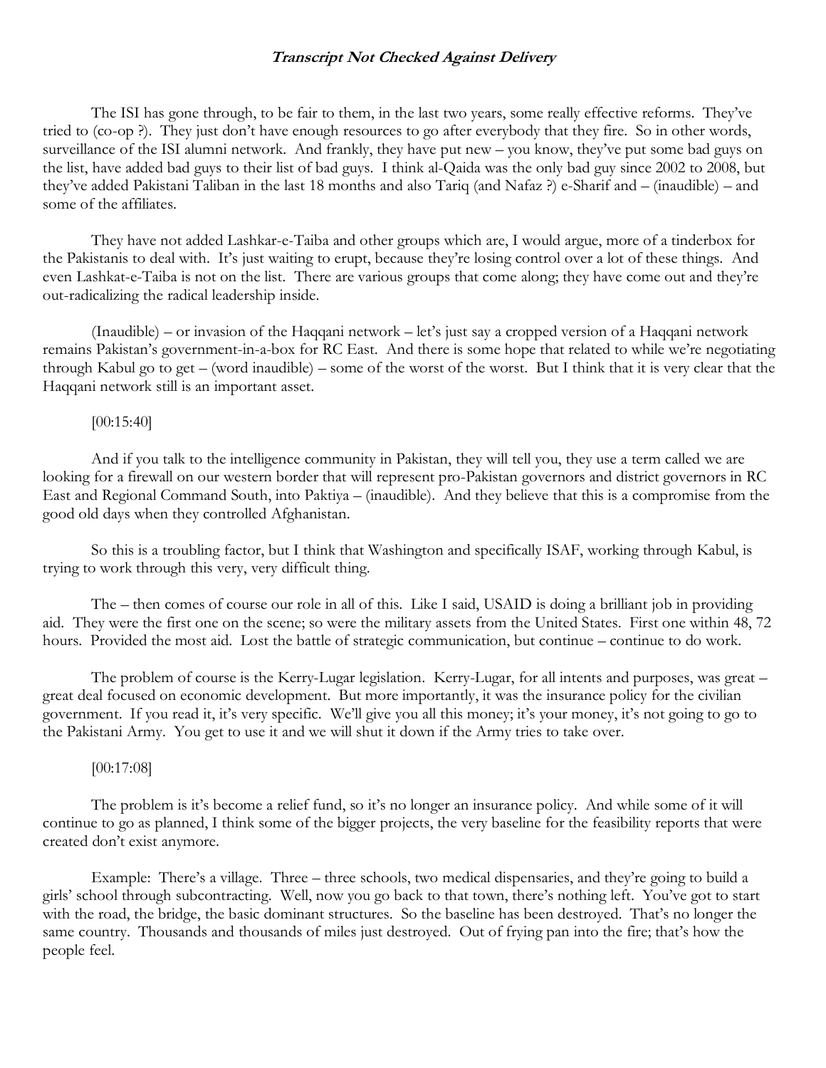***Transcript Not Checked Against Delivery***

The ISI has gone through, to be fair to them, in the last two years, some really effective reforms. They've tried to (co-op ?). They just don't have enough resources to go after everybody that they fire. So in other words, surveillance of the ISI alumni network. And frankly, they have put new – you know, they've put some bad guys on the list, have added bad guys to their list of bad guys. I think al-Qaida was the only bad guy since 2002 to 2008, but they've added Pakistani Taliban in the last 18 months and also Tariq (and Nafaz ?) e-Sharif and – (inaudible) – and some of the affiliates.

They have not added Lashkar-e-Taiba and other groups which are, I would argue, more of a tinderbox for the Pakistanis to deal with. It's just waiting to erupt, because they're losing control over a lot of these things. And even Lashkat-e-Taiba is not on the list. There are various groups that come along; they have come out and they're out-radicalizing the radical leadership inside.

(Inaudible) – or invasion of the Haqqani network – let's just say a cropped version of a Haqqani network remains Pakistan's government-in-a-box for RC East. And there is some hope that related to while we're negotiating through Kabul go to get – (word inaudible) – some of the worst of the worst. But I think that it is very clear that the Haqqani network still is an important asset.

[00:15:40]

And if you talk to the intelligence community in Pakistan, they will tell you, they use a term called we are looking for a firewall on our western border that will represent pro-Pakistan governors and district governors in RC East and Regional Command South, into Paktiya – (inaudible). And they believe that this is a compromise from the good old days when they controlled Afghanistan.

So this is a troubling factor, but I think that Washington and specifically ISAF, working through Kabul, is trying to work through this very, very difficult thing.

The – then comes of course our role in all of this. Like I said, USAID is doing a brilliant job in providing aid. They were the first one on the scene; so were the military assets from the United States. First one within 48, 72 hours. Provided the most aid. Lost the battle of strategic communication, but continue – continue to do work.

The problem of course is the Kerry-Lugar legislation. Kerry-Lugar, for all intents and purposes, was great – great deal focused on economic development. But more importantly, it was the insurance policy for the civilian government. If you read it, it's very specific. We'll give you all this money; it's your money, it's not going to go to the Pakistani Army. You get to use it and we will shut it down if the Army tries to take over.

[00:17:08]

The problem is it's become a relief fund, so it's no longer an insurance policy. And while some of it will continue to go as planned, I think some of the bigger projects, the very baseline for the feasibility reports that were created don't exist anymore.

Example: There's a village. Three – three schools, two medical dispensaries, and they're going to build a girls' school through subcontracting. Well, now you go back to that town, there's nothing left. You've got to start with the road, the bridge, the basic dominant structures. So the baseline has been destroyed. That's no longer the same country. Thousands and thousands of miles just destroyed. Out of frying pan into the fire; that's how the people feel.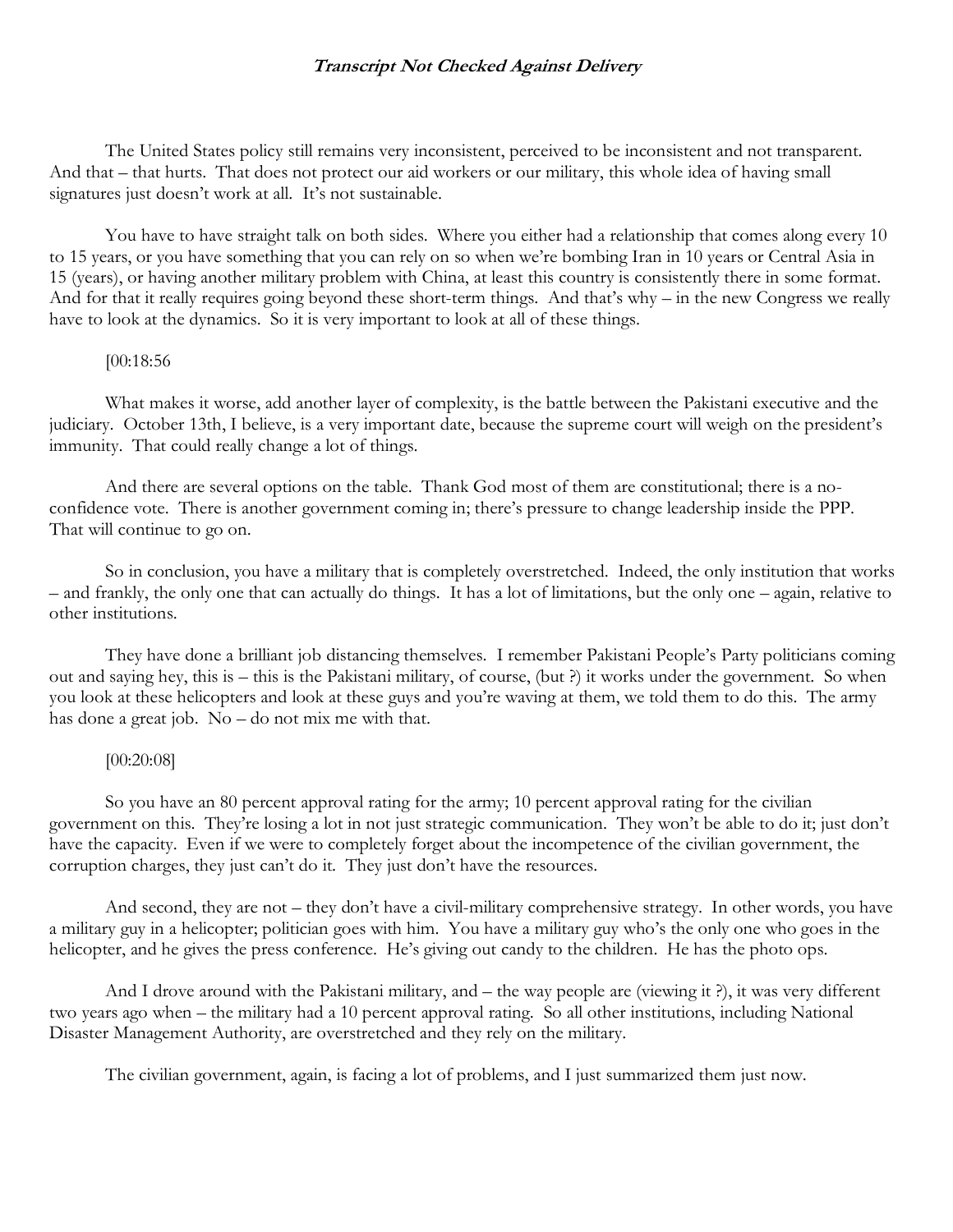The United States policy still remains very inconsistent, perceived to be inconsistent and not transparent. And that – that hurts. That does not protect our aid workers or our military, this whole idea of having small signatures just doesn't work at all. It's not sustainable.

You have to have straight talk on both sides. Where you either had a relationship that comes along every 10 to 15 years, or you have something that you can rely on so when we're bombing Iran in 10 years or Central Asia in 15 (years), or having another military problem with China, at least this country is consistently there in some format. And for that it really requires going beyond these short-term things. And that's why – in the new Congress we really have to look at the dynamics. So it is very important to look at all of these things.

[00:18:56

What makes it worse, add another layer of complexity, is the battle between the Pakistani executive and the judiciary. October 13th, I believe, is a very important date, because the supreme court will weigh on the president's immunity. That could really change a lot of things.

And there are several options on the table. Thank God most of them are constitutional; there is a no-confidence vote. There is another government coming in; there's pressure to change leadership inside the PPP. That will continue to go on.

So in conclusion, you have a military that is completely overstretched. Indeed, the only institution that works – and frankly, the only one that can actually do things. It has a lot of limitations, but the only one – again, relative to other institutions.

They have done a brilliant job distancing themselves. I remember Pakistani People's Party politicians coming out and saying hey, this is – this is the Pakistani military, of course, (but ?) it works under the government. So when you look at these helicopters and look at these guys and you're waving at them, we told them to do this. The army has done a great job. No – do not mix me with that.

[00:20:08]

So you have an 80 percent approval rating for the army; 10 percent approval rating for the civilian government on this. They're losing a lot in not just strategic communication. They won't be able to do it; just don't have the capacity. Even if we were to completely forget about the incompetence of the civilian government, the corruption charges, they just can't do it. They just don't have the resources.

And second, they are not – they don't have a civil-military comprehensive strategy. In other words, you have a military guy in a helicopter; politician goes with him. You have a military guy who's the only one who goes in the helicopter, and he gives the press conference. He's giving out candy to the children. He has the photo ops.

And I drove around with the Pakistani military, and – the way people are (viewing it ?), it was very different two years ago when – the military had a 10 percent approval rating. So all other institutions, including National Disaster Management Authority, are overstretched and they rely on the military.

The civilian government, again, is facing a lot of problems, and I just summarized them just now.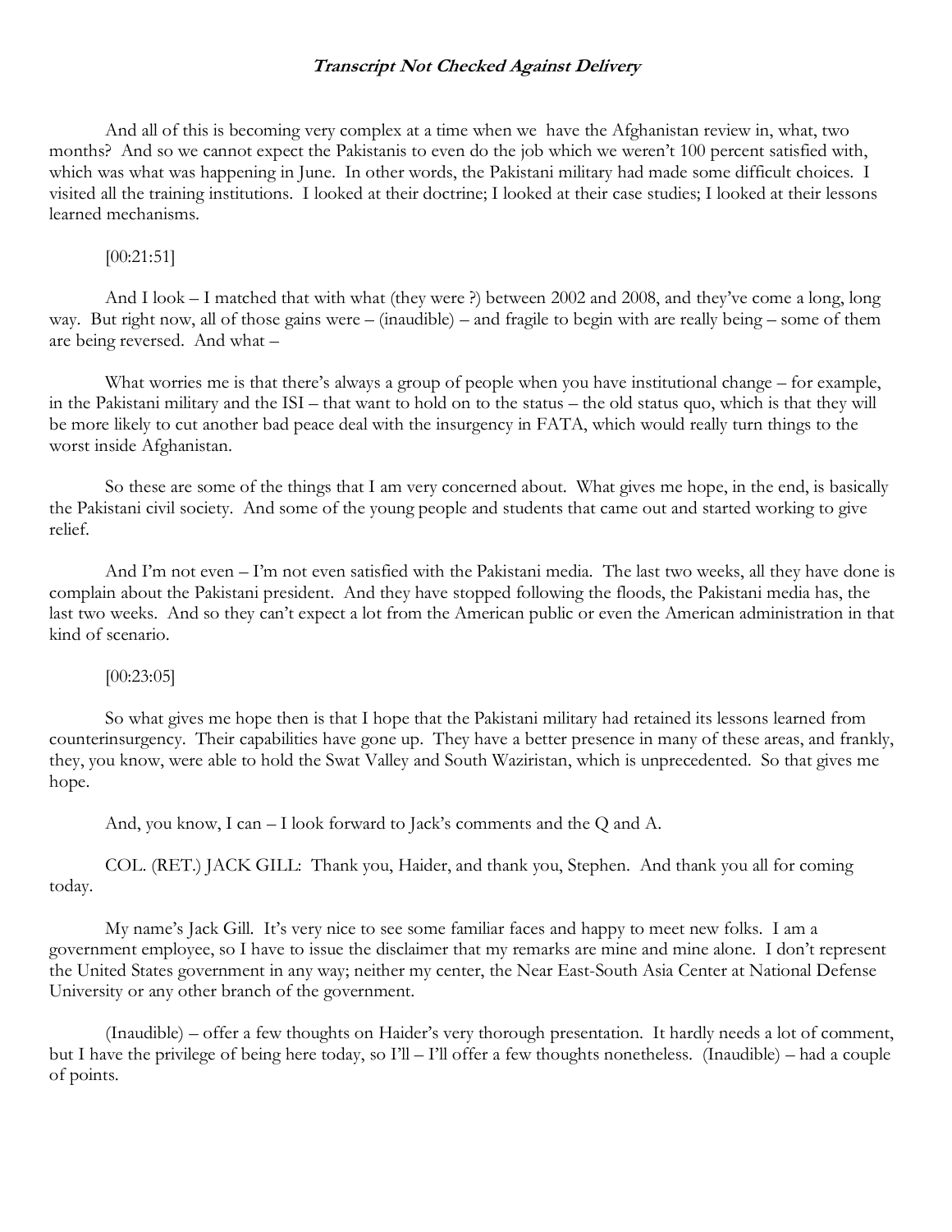And all of this is becoming very complex at a time when we have the Afghanistan review in, what, two months? And so we cannot expect the Pakistanis to even do the job which we weren't 100 percent satisfied with, which was what was happening in June. In other words, the Pakistani military had made some difficult choices. I visited all the training institutions. I looked at their doctrine; I looked at their case studies; I looked at their lessons learned mechanisms.

[00:21:51]

And I look – I matched that with what (they were ?) between 2002 and 2008, and they've come a long, long way. But right now, all of those gains were – (inaudible) – and fragile to begin with are really being – some of them are being reversed. And what –

What worries me is that there's always a group of people when you have institutional change – for example, in the Pakistani military and the ISI – that want to hold on to the status – the old status quo, which is that they will be more likely to cut another bad peace deal with the insurgency in FATA, which would really turn things to the worst inside Afghanistan.

So these are some of the things that I am very concerned about. What gives me hope, in the end, is basically the Pakistani civil society. And some of the young people and students that came out and started working to give relief.

And I'm not even – I'm not even satisfied with the Pakistani media. The last two weeks, all they have done is complain about the Pakistani president. And they have stopped following the floods, the Pakistani media has, the last two weeks. And so they can't expect a lot from the American public or even the American administration in that kind of scenario.

[00:23:05]

So what gives me hope then is that I hope that the Pakistani military had retained its lessons learned from counterinsurgency. Their capabilities have gone up. They have a better presence in many of these areas, and frankly, they, you know, were able to hold the Swat Valley and South Waziristan, which is unprecedented. So that gives me hope.

And, you know, I can – I look forward to Jack's comments and the Q and A.

COL. (RET.) JACK GILL: Thank you, Haider, and thank you, Stephen. And thank you all for coming today.

My name's Jack Gill. It's very nice to see some familiar faces and happy to meet new folks. I am a government employee, so I have to issue the disclaimer that my remarks are mine and mine alone. I don't represent the United States government in any way; neither my center, the Near East-South Asia Center at National Defense University or any other branch of the government.

(Inaudible) – offer a few thoughts on Haider's very thorough presentation. It hardly needs a lot of comment, but I have the privilege of being here today, so I'll – I'll offer a few thoughts nonetheless. (Inaudible) – had a couple of points.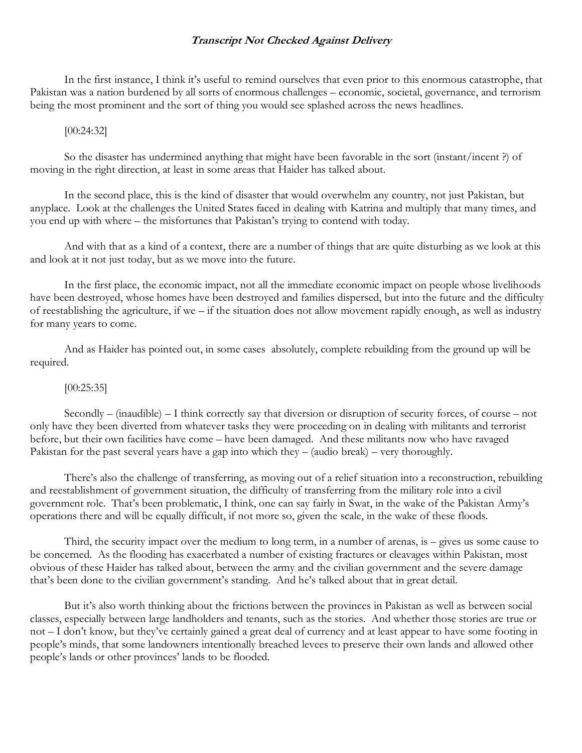***Transcript Not Checked Against Delivery***

In the first instance, I think it's useful to remind ourselves that even prior to this enormous catastrophe, that Pakistan was a nation burdened by all sorts of enormous challenges – economic, societal, governance, and terrorism being the most prominent and the sort of thing you would see splashed across the news headlines.

[00:24:32]

So the disaster has undermined anything that might have been favorable in the sort (instant/incent ?) of moving in the right direction, at least in some areas that Haider has talked about.

In the second place, this is the kind of disaster that would overwhelm any country, not just Pakistan, but anyplace. Look at the challenges the United States faced in dealing with Katrina and multiply that many times, and you end up with where – the misfortunes that Pakistan's trying to contend with today.

And with that as a kind of a context, there are a number of things that are quite disturbing as we look at this and look at it not just today, but as we move into the future.

In the first place, the economic impact, not all the immediate economic impact on people whose livelihoods have been destroyed, whose homes have been destroyed and families dispersed, but into the future and the difficulty of reestablishing the agriculture, if we – if the situation does not allow movement rapidly enough, as well as industry for many years to come.

And as Haider has pointed out, in some cases absolutely, complete rebuilding from the ground up will be required.

[00:25:35]

Secondly – (inaudible) – I think correctly say that diversion or disruption of security forces, of course – not only have they been diverted from whatever tasks they were proceeding on in dealing with militants and terrorist before, but their own facilities have come – have been damaged. And these militants now who have ravaged Pakistan for the past several years have a gap into which they – (audio break) – very thoroughly.

There's also the challenge of transferring, as moving out of a relief situation into a reconstruction, rebuilding and reestablishment of government situation, the difficulty of transferring from the military role into a civil government role. That's been problematic, I think, one can say fairly in Swat, in the wake of the Pakistan Army's operations there and will be equally difficult, if not more so, given the scale, in the wake of these floods.

Third, the security impact over the medium to long term, in a number of arenas, is – gives us some cause to be concerned. As the flooding has exacerbated a number of existing fractures or cleavages within Pakistan, most obvious of these Haider has talked about, between the army and the civilian government and the severe damage that's been done to the civilian government's standing. And he's talked about that in great detail.

But it's also worth thinking about the frictions between the provinces in Pakistan as well as between social classes, especially between large landholders and tenants, such as the stories. And whether those stories are true or not – I don't know, but they've certainly gained a great deal of currency and at least appear to have some footing in people's minds, that some landowners intentionally breached levees to preserve their own lands and allowed other people's lands or other provinces' lands to be flooded.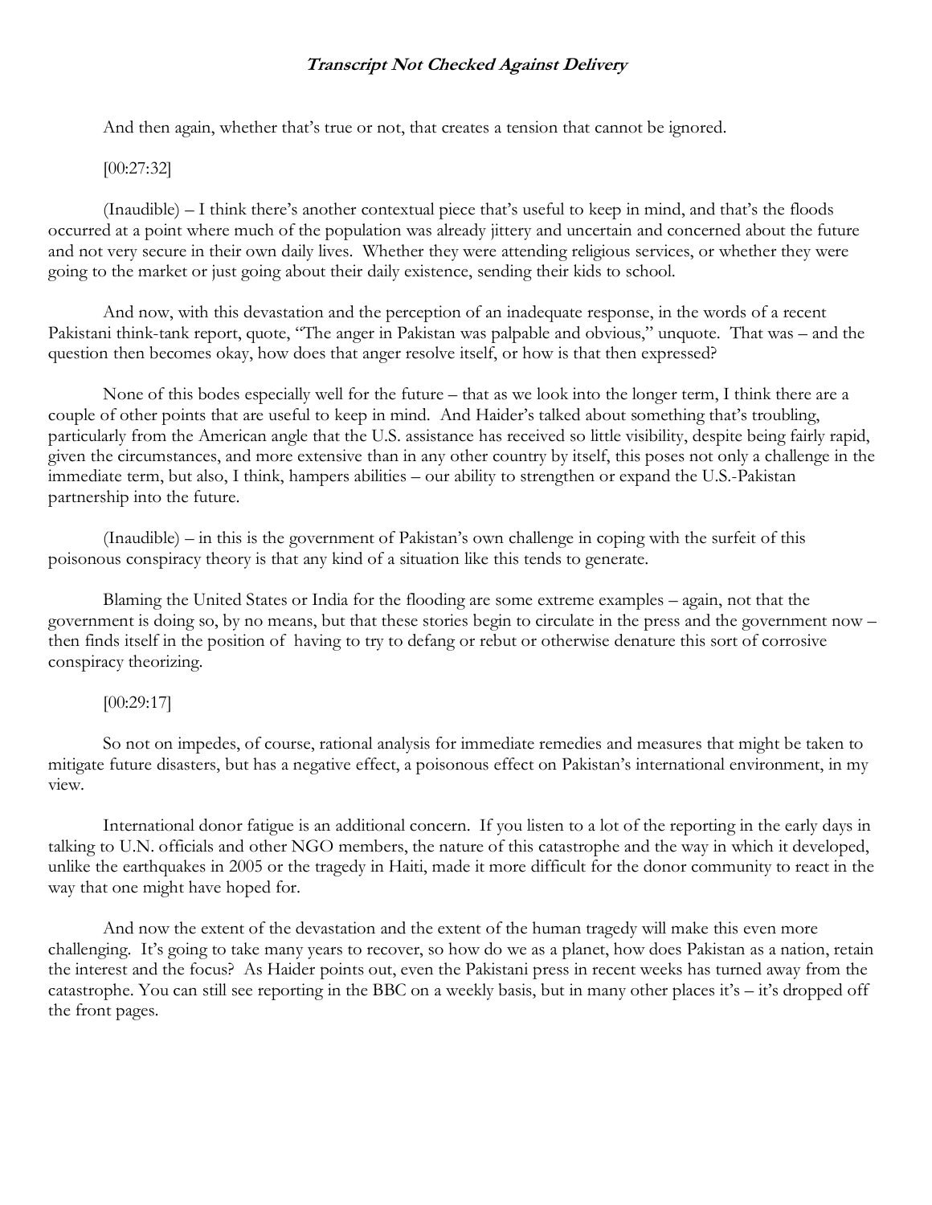And then again, whether that's true or not, that creates a tension that cannot be ignored.

[00:27:32]

(Inaudible) – I think there's another contextual piece that's useful to keep in mind, and that's the floods occurred at a point where much of the population was already jittery and uncertain and concerned about the future and not very secure in their own daily lives. Whether they were attending religious services, or whether they were going to the market or just going about their daily existence, sending their kids to school.

And now, with this devastation and the perception of an inadequate response, in the words of a recent Pakistani think-tank report, quote, "The anger in Pakistan was palpable and obvious," unquote. That was – and the question then becomes okay, how does that anger resolve itself, or how is that then expressed?

None of this bodes especially well for the future – that as we look into the longer term, I think there are a couple of other points that are useful to keep in mind. And Haider's talked about something that's troubling, particularly from the American angle that the U.S. assistance has received so little visibility, despite being fairly rapid, given the circumstances, and more extensive than in any other country by itself, this poses not only a challenge in the immediate term, but also, I think, hampers abilities – our ability to strengthen or expand the U.S.-Pakistan partnership into the future.

(Inaudible) – in this is the government of Pakistan's own challenge in coping with the surfeit of this poisonous conspiracy theory is that any kind of a situation like this tends to generate.

Blaming the United States or India for the flooding are some extreme examples – again, not that the government is doing so, by no means, but that these stories begin to circulate in the press and the government now – then finds itself in the position of having to try to defang or rebut or otherwise denature this sort of corrosive conspiracy theorizing.

[00:29:17]

So not on impedes, of course, rational analysis for immediate remedies and measures that might be taken to mitigate future disasters, but has a negative effect, a poisonous effect on Pakistan's international environment, in my view.

International donor fatigue is an additional concern. If you listen to a lot of the reporting in the early days in talking to U.N. officials and other NGO members, the nature of this catastrophe and the way in which it developed, unlike the earthquakes in 2005 or the tragedy in Haiti, made it more difficult for the donor community to react in the way that one might have hoped for.

And now the extent of the devastation and the extent of the human tragedy will make this even more challenging. It's going to take many years to recover, so how do we as a planet, how does Pakistan as a nation, retain the interest and the focus? As Haider points out, even the Pakistani press in recent weeks has turned away from the catastrophe. You can still see reporting in the BBC on a weekly basis, but in many other places it's – it's dropped off the front pages.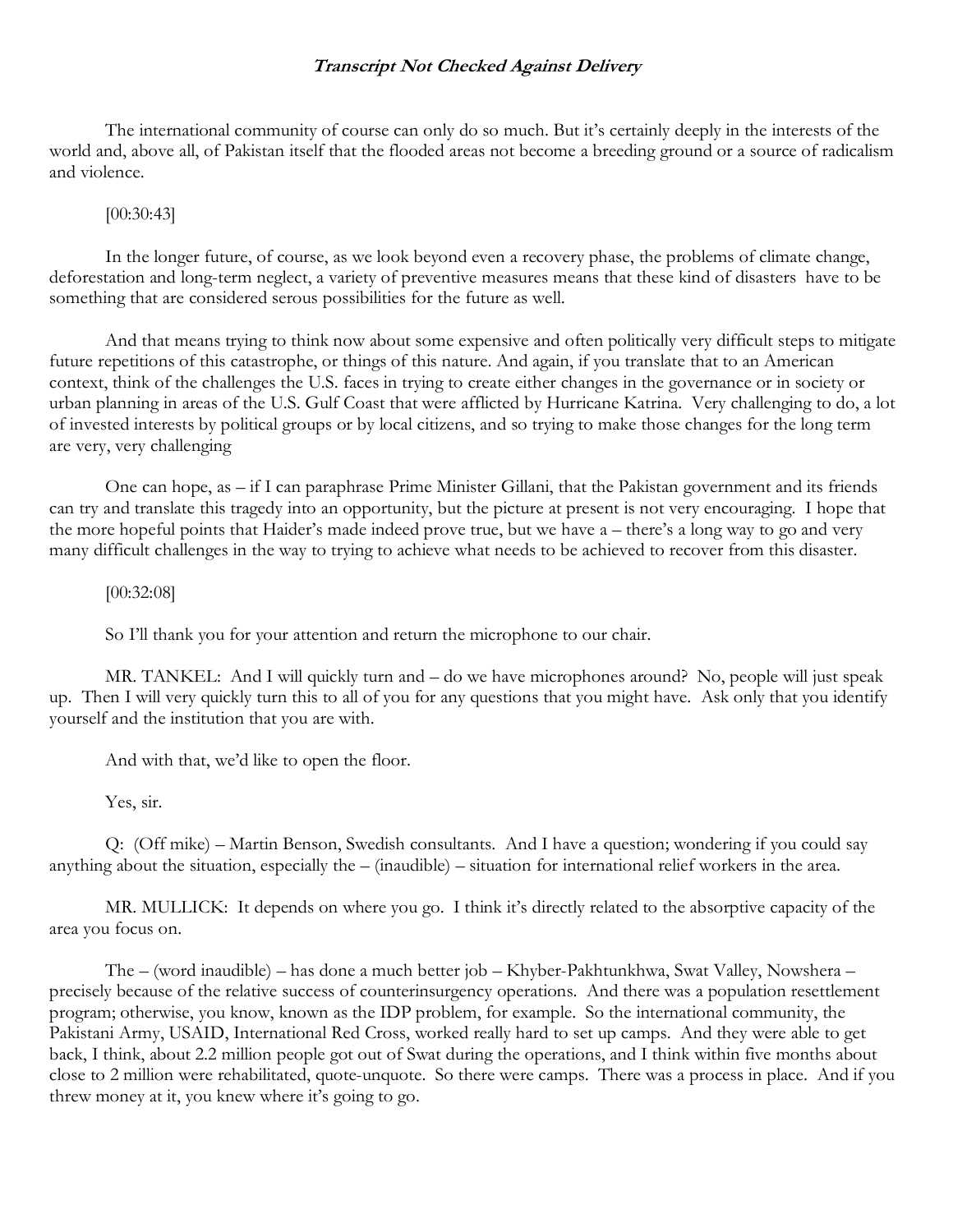The international community of course can only do so much. But it's certainly deeply in the interests of the world and, above all, of Pakistan itself that the flooded areas not become a breeding ground or a source of radicalism and violence.

[00:30:43]

In the longer future, of course, as we look beyond even a recovery phase, the problems of climate change, deforestation and long-term neglect, a variety of preventive measures means that these kind of disasters have to be something that are considered serous possibilities for the future as well.

And that means trying to think now about some expensive and often politically very difficult steps to mitigate future repetitions of this catastrophe, or things of this nature. And again, if you translate that to an American context, think of the challenges the U.S. faces in trying to create either changes in the governance or in society or urban planning in areas of the U.S. Gulf Coast that were afflicted by Hurricane Katrina. Very challenging to do, a lot of invested interests by political groups or by local citizens, and so trying to make those changes for the long term are very, very challenging

One can hope, as – if I can paraphrase Prime Minister Gillani, that the Pakistan government and its friends can try and translate this tragedy into an opportunity, but the picture at present is not very encouraging. I hope that the more hopeful points that Haider's made indeed prove true, but we have a – there's a long way to go and very many difficult challenges in the way to trying to achieve what needs to be achieved to recover from this disaster.

[00:32:08]

So I'll thank you for your attention and return the microphone to our chair.

MR. TANKEL: And I will quickly turn and – do we have microphones around? No, people will just speak up. Then I will very quickly turn this to all of you for any questions that you might have. Ask only that you identify yourself and the institution that you are with.

And with that, we'd like to open the floor.

Yes, sir.

Q: (Off mike) – Martin Benson, Swedish consultants. And I have a question; wondering if you could say anything about the situation, especially the – (inaudible) – situation for international relief workers in the area.

MR. MULLICK: It depends on where you go. I think it's directly related to the absorptive capacity of the area you focus on.

The – (word inaudible) – has done a much better job – Khyber-Pakhtunkhwa, Swat Valley, Nowshera – precisely because of the relative success of counterinsurgency operations. And there was a population resettlement program; otherwise, you know, known as the IDP problem, for example. So the international community, the Pakistani Army, USAID, International Red Cross, worked really hard to set up camps. And they were able to get back, I think, about 2.2 million people got out of Swat during the operations, and I think within five months about close to 2 million were rehabilitated, quote-unquote. So there were camps. There was a process in place. And if you threw money at it, you knew where it's going to go.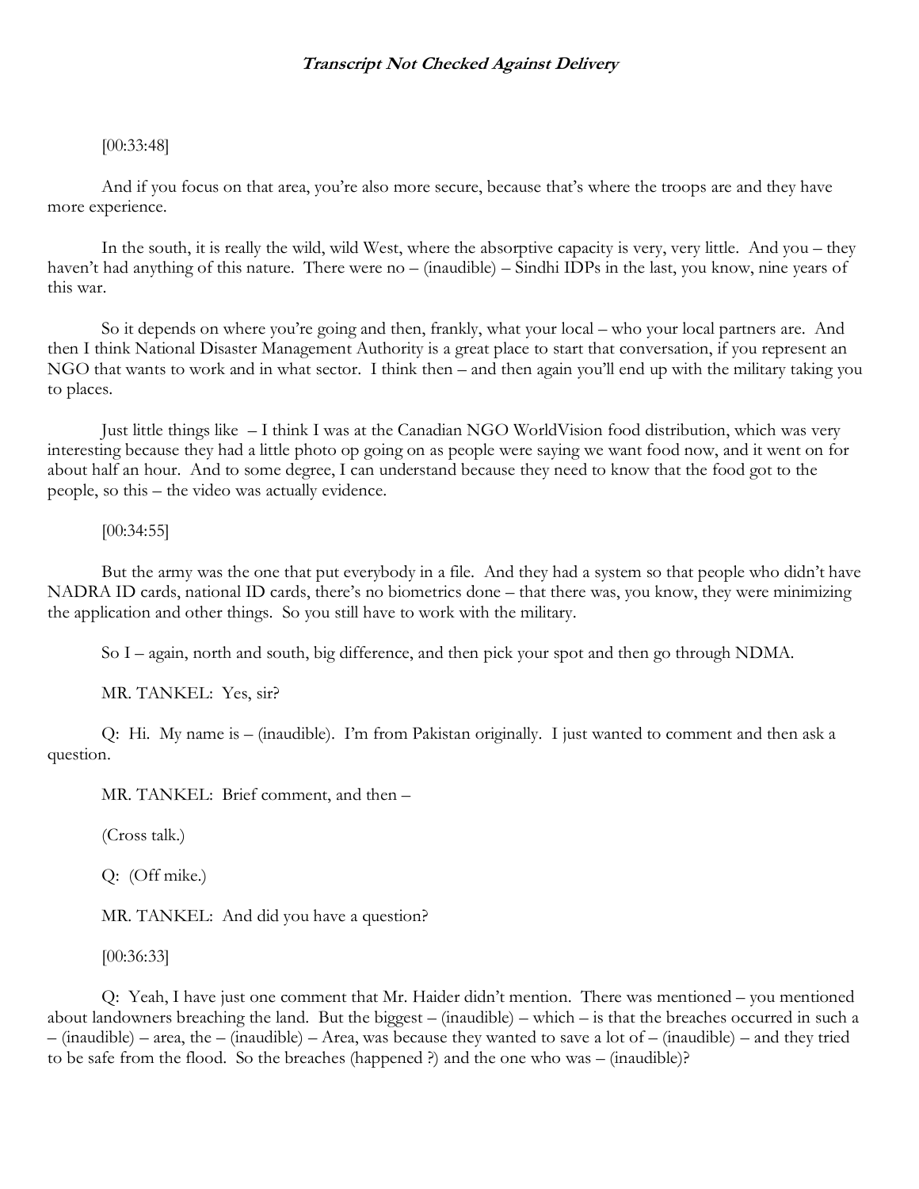[00:33:48]

And if you focus on that area, you're also more secure, because that's where the troops are and they have more experience.

In the south, it is really the wild, wild West, where the absorptive capacity is very, very little. And you – they haven't had anything of this nature. There were no – (inaudible) – Sindhi IDPs in the last, you know, nine years of this war.

So it depends on where you're going and then, frankly, what your local – who your local partners are. And then I think National Disaster Management Authority is a great place to start that conversation, if you represent an NGO that wants to work and in what sector. I think then – and then again you'll end up with the military taking you to places.

Just little things like – I think I was at the Canadian NGO WorldVision food distribution, which was very interesting because they had a little photo op going on as people were saying we want food now, and it went on for about half an hour. And to some degree, I can understand because they need to know that the food got to the people, so this – the video was actually evidence.

[00:34:55]

But the army was the one that put everybody in a file. And they had a system so that people who didn't have NADRA ID cards, national ID cards, there's no biometrics done – that there was, you know, they were minimizing the application and other things. So you still have to work with the military.

So I – again, north and south, big difference, and then pick your spot and then go through NDMA.

MR. TANKEL: Yes, sir?

Q: Hi. My name is – (inaudible). I'm from Pakistan originally. I just wanted to comment and then ask a question.

MR. TANKEL: Brief comment, and then –

(Cross talk.)

Q: (Off mike.)

MR. TANKEL: And did you have a question?

[00:36:33]

Q: Yeah, I have just one comment that Mr. Haider didn't mention. There was mentioned – you mentioned about landowners breaching the land. But the biggest – (inaudible) – which – is that the breaches occurred in such a – (inaudible) – area, the – (inaudible) – Area, was because they wanted to save a lot of – (inaudible) – and they tried to be safe from the flood. So the breaches (happened ?) and the one who was – (inaudible)?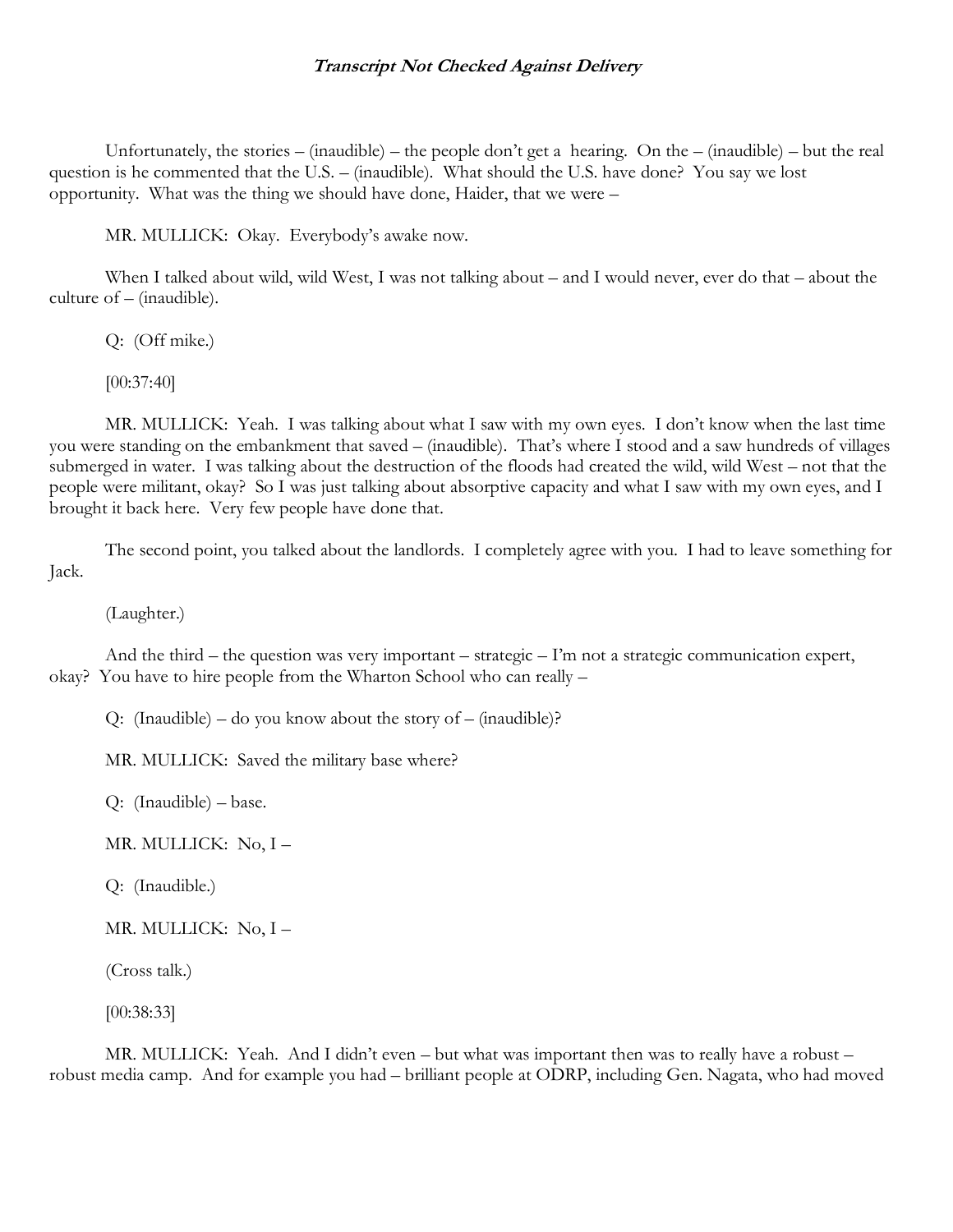Unfortunately, the stories – (inaudible) – the people don't get a hearing. On the – (inaudible) – but the real question is he commented that the U.S. – (inaudible). What should the U.S. have done? You say we lost opportunity. What was the thing we should have done, Haider, that we were –

MR. MULLICK: Okay. Everybody's awake now.

When I talked about wild, wild West, I was not talking about – and I would never, ever do that – about the culture of – (inaudible).

Q: (Off mike.)

[00:37:40]

MR. MULLICK: Yeah. I was talking about what I saw with my own eyes. I don't know when the last time you were standing on the embankment that saved – (inaudible). That's where I stood and a saw hundreds of villages submerged in water. I was talking about the destruction of the floods had created the wild, wild West – not that the people were militant, okay? So I was just talking about absorptive capacity and what I saw with my own eyes, and I brought it back here. Very few people have done that.

The second point, you talked about the landlords. I completely agree with you. I had to leave something for Jack.

(Laughter.)

And the third – the question was very important – strategic – I'm not a strategic communication expert, okay? You have to hire people from the Wharton School who can really –

Q: (Inaudible) – do you know about the story of – (inaudible)?

MR. MULLICK: Saved the military base where?

Q: (Inaudible) – base.

MR. MULLICK: No, I –

Q: (Inaudible.)

MR. MULLICK: No, I –

(Cross talk.)

[00:38:33]

MR. MULLICK: Yeah. And I didn't even – but what was important then was to really have a robust – robust media camp. And for example you had – brilliant people at ODRP, including Gen. Nagata, who had moved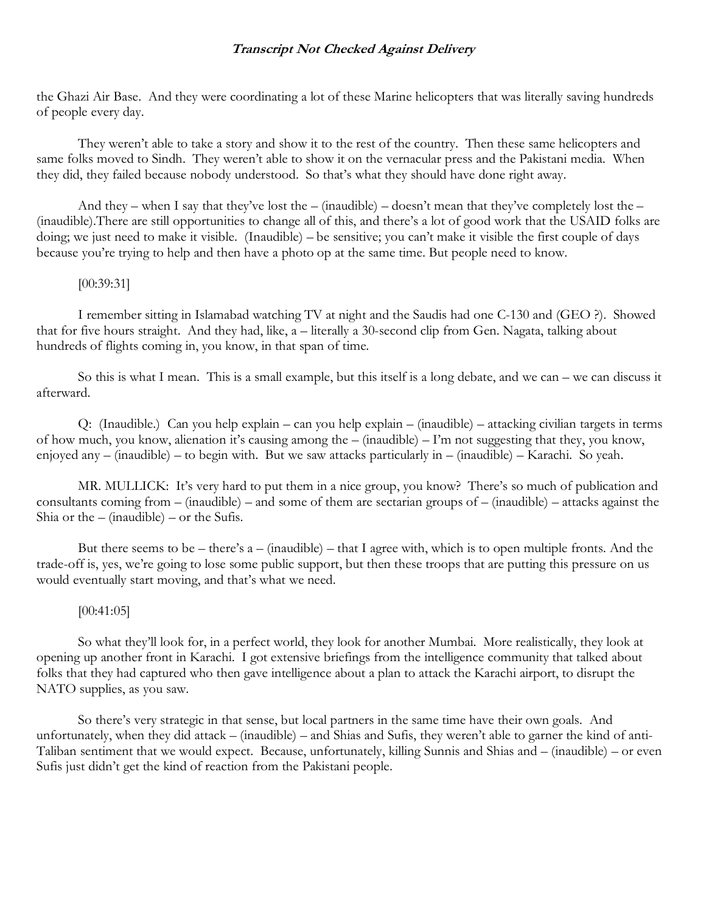the Ghazi Air Base. And they were coordinating a lot of these Marine helicopters that was literally saving hundreds of people every day.

They weren't able to take a story and show it to the rest of the country. Then these same helicopters and same folks moved to Sindh. They weren't able to show it on the vernacular press and the Pakistani media. When they did, they failed because nobody understood. So that's what they should have done right away.

And they – when I say that they've lost the – (inaudible) – doesn't mean that they've completely lost the – (inaudible).There are still opportunities to change all of this, and there's a lot of good work that the USAID folks are doing; we just need to make it visible. (Inaudible) – be sensitive; you can't make it visible the first couple of days because you're trying to help and then have a photo op at the same time. But people need to know.

[00:39:31]

I remember sitting in Islamabad watching TV at night and the Saudis had one C-130 and (GEO ?). Showed that for five hours straight. And they had, like, a – literally a 30-second clip from Gen. Nagata, talking about hundreds of flights coming in, you know, in that span of time.

So this is what I mean. This is a small example, but this itself is a long debate, and we can – we can discuss it afterward.

Q: (Inaudible.) Can you help explain – can you help explain – (inaudible) – attacking civilian targets in terms of how much, you know, alienation it's causing among the – (inaudible) – I'm not suggesting that they, you know, enjoyed any – (inaudible) – to begin with. But we saw attacks particularly in – (inaudible) – Karachi. So yeah.

MR. MULLICK: It's very hard to put them in a nice group, you know? There's so much of publication and consultants coming from – (inaudible) – and some of them are sectarian groups of – (inaudible) – attacks against the Shia or the – (inaudible) – or the Sufis.

But there seems to be – there's a – (inaudible) – that I agree with, which is to open multiple fronts. And the trade-off is, yes, we're going to lose some public support, but then these troops that are putting this pressure on us would eventually start moving, and that's what we need.

[00:41:05]

So what they'll look for, in a perfect world, they look for another Mumbai. More realistically, they look at opening up another front in Karachi. I got extensive briefings from the intelligence community that talked about folks that they had captured who then gave intelligence about a plan to attack the Karachi airport, to disrupt the NATO supplies, as you saw.

So there's very strategic in that sense, but local partners in the same time have their own goals. And unfortunately, when they did attack – (inaudible) – and Shias and Sufis, they weren't able to garner the kind of anti-Taliban sentiment that we would expect. Because, unfortunately, killing Sunnis and Shias and – (inaudible) – or even Sufis just didn't get the kind of reaction from the Pakistani people.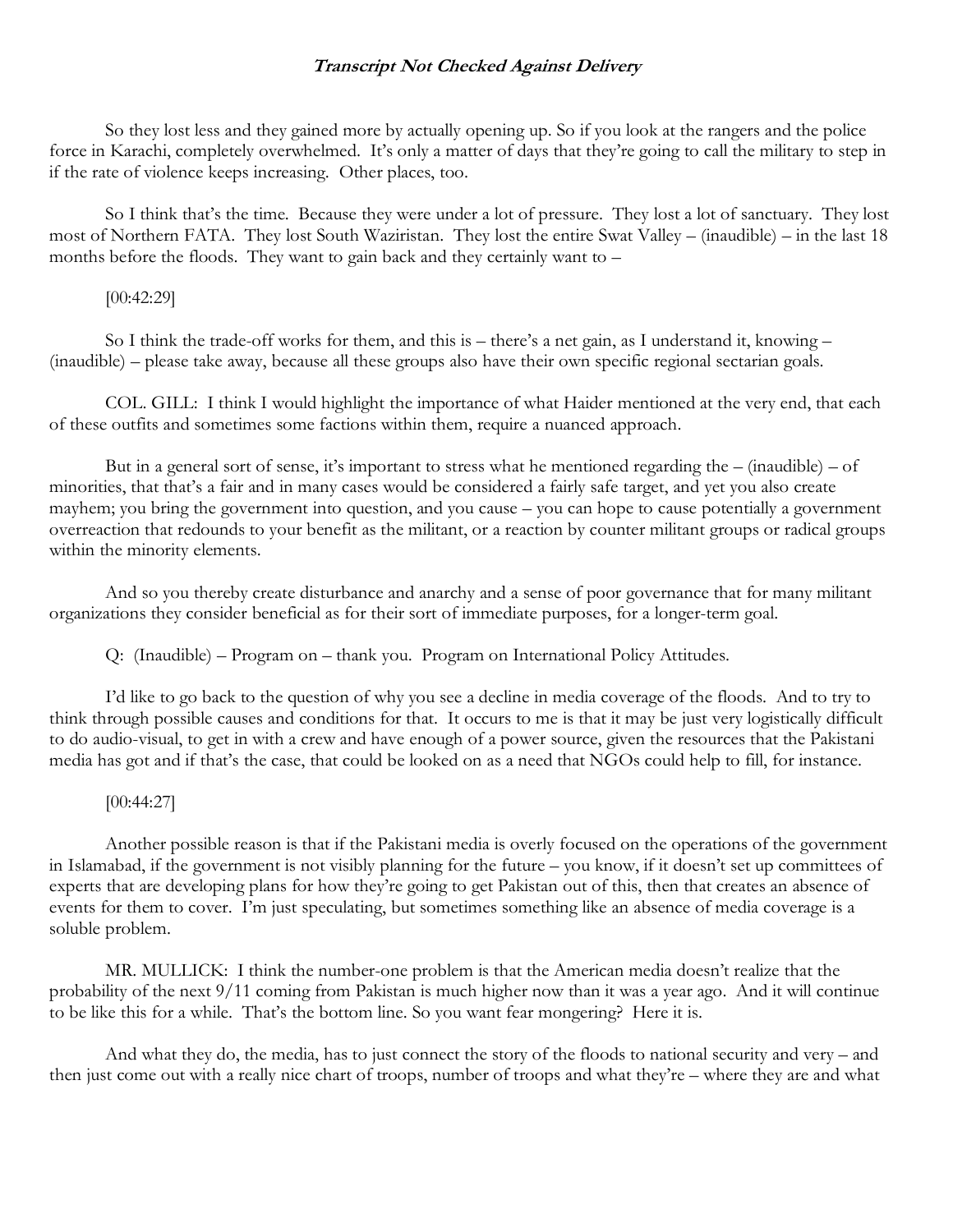So they lost less and they gained more by actually opening up. So if you look at the rangers and the police force in Karachi, completely overwhelmed. It's only a matter of days that they're going to call the military to step in if the rate of violence keeps increasing. Other places, too.

So I think that's the time. Because they were under a lot of pressure. They lost a lot of sanctuary. They lost most of Northern FATA. They lost South Waziristan. They lost the entire Swat Valley – (inaudible) – in the last 18 months before the floods. They want to gain back and they certainly want to –

[00:42:29]

So I think the trade-off works for them, and this is – there's a net gain, as I understand it, knowing – (inaudible) – please take away, because all these groups also have their own specific regional sectarian goals.

COL. GILL: I think I would highlight the importance of what Haider mentioned at the very end, that each of these outfits and sometimes some factions within them, require a nuanced approach.

But in a general sort of sense, it's important to stress what he mentioned regarding the – (inaudible) – of minorities, that that's a fair and in many cases would be considered a fairly safe target, and yet you also create mayhem; you bring the government into question, and you cause – you can hope to cause potentially a government overreaction that redounds to your benefit as the militant, or a reaction by counter militant groups or radical groups within the minority elements.

And so you thereby create disturbance and anarchy and a sense of poor governance that for many militant organizations they consider beneficial as for their sort of immediate purposes, for a longer-term goal.

Q: (Inaudible) – Program on – thank you. Program on International Policy Attitudes.

I'd like to go back to the question of why you see a decline in media coverage of the floods. And to try to think through possible causes and conditions for that. It occurs to me is that it may be just very logistically difficult to do audio-visual, to get in with a crew and have enough of a power source, given the resources that the Pakistani media has got and if that's the case, that could be looked on as a need that NGOs could help to fill, for instance.

[00:44:27]

Another possible reason is that if the Pakistani media is overly focused on the operations of the government in Islamabad, if the government is not visibly planning for the future – you know, if it doesn't set up committees of experts that are developing plans for how they're going to get Pakistan out of this, then that creates an absence of events for them to cover. I'm just speculating, but sometimes something like an absence of media coverage is a soluble problem.

MR. MULLICK: I think the number-one problem is that the American media doesn't realize that the probability of the next 9/11 coming from Pakistan is much higher now than it was a year ago. And it will continue to be like this for a while. That's the bottom line. So you want fear mongering? Here it is.

And what they do, the media, has to just connect the story of the floods to national security and very – and then just come out with a really nice chart of troops, number of troops and what they're – where they are and what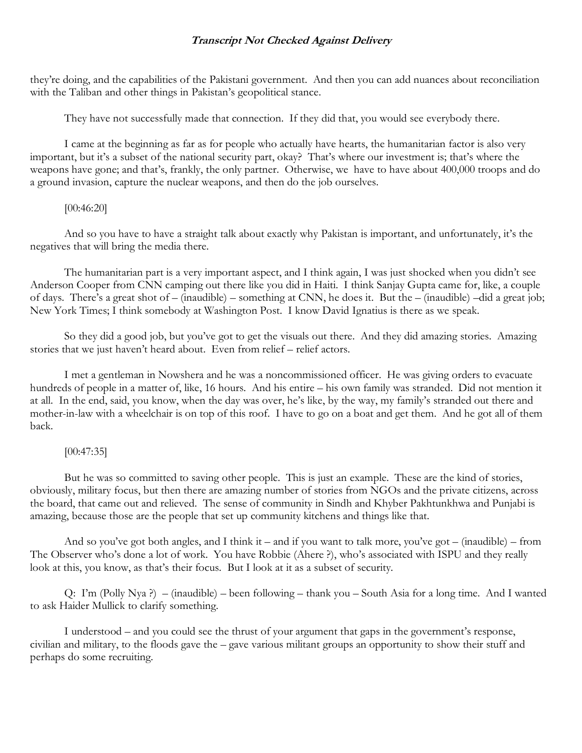they're doing, and the capabilities of the Pakistani government. And then you can add nuances about reconciliation with the Taliban and other things in Pakistan's geopolitical stance.

They have not successfully made that connection. If they did that, you would see everybody there.

I came at the beginning as far as for people who actually have hearts, the humanitarian factor is also very important, but it's a subset of the national security part, okay? That's where our investment is; that's where the weapons have gone; and that's, frankly, the only partner. Otherwise, we have to have about 400,000 troops and do a ground invasion, capture the nuclear weapons, and then do the job ourselves.

[00:46:20]

And so you have to have a straight talk about exactly why Pakistan is important, and unfortunately, it's the negatives that will bring the media there.

The humanitarian part is a very important aspect, and I think again, I was just shocked when you didn't see Anderson Cooper from CNN camping out there like you did in Haiti. I think Sanjay Gupta came for, like, a couple of days. There's a great shot of – (inaudible) – something at CNN, he does it. But the – (inaudible) –did a great job; New York Times; I think somebody at Washington Post. I know David Ignatius is there as we speak.

So they did a good job, but you've got to get the visuals out there. And they did amazing stories. Amazing stories that we just haven't heard about. Even from relief – relief actors.

I met a gentleman in Nowshera and he was a noncommissioned officer. He was giving orders to evacuate hundreds of people in a matter of, like, 16 hours. And his entire – his own family was stranded. Did not mention it at all. In the end, said, you know, when the day was over, he's like, by the way, my family's stranded out there and mother-in-law with a wheelchair is on top of this roof. I have to go on a boat and get them. And he got all of them back.

[00:47:35]

But he was so committed to saving other people. This is just an example. These are the kind of stories, obviously, military focus, but then there are amazing number of stories from NGOs and the private citizens, across the board, that came out and relieved. The sense of community in Sindh and Khyber Pakhtunkhwa and Punjabi is amazing, because those are the people that set up community kitchens and things like that.

And so you've got both angles, and I think it – and if you want to talk more, you've got – (inaudible) – from The Observer who's done a lot of work. You have Robbie (Ahere ?), who's associated with ISPU and they really look at this, you know, as that's their focus. But I look at it as a subset of security.

Q: I'm (Polly Nya ?) – (inaudible) – been following – thank you – South Asia for a long time. And I wanted to ask Haider Mullick to clarify something.

I understood – and you could see the thrust of your argument that gaps in the government's response, civilian and military, to the floods gave the – gave various militant groups an opportunity to show their stuff and perhaps do some recruiting.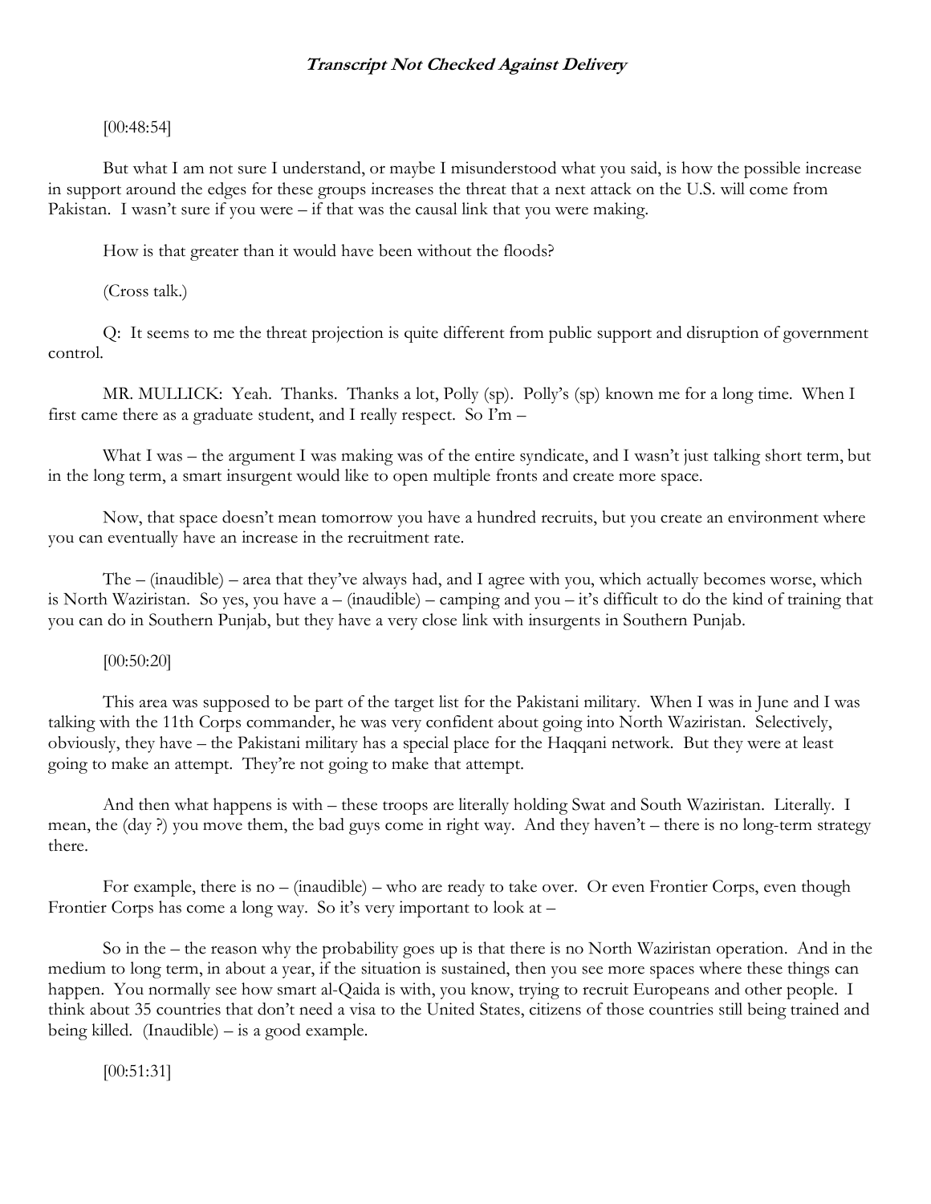[00:48:54]

But what I am not sure I understand, or maybe I misunderstood what you said, is how the possible increase in support around the edges for these groups increases the threat that a next attack on the U.S. will come from Pakistan. I wasn't sure if you were – if that was the causal link that you were making.

How is that greater than it would have been without the floods?

(Cross talk.)

Q: It seems to me the threat projection is quite different from public support and disruption of government control.

MR. MULLICK: Yeah. Thanks. Thanks a lot, Polly (sp). Polly's (sp) known me for a long time. When I first came there as a graduate student, and I really respect. So I'm –

What I was – the argument I was making was of the entire syndicate, and I wasn't just talking short term, but in the long term, a smart insurgent would like to open multiple fronts and create more space.

Now, that space doesn't mean tomorrow you have a hundred recruits, but you create an environment where you can eventually have an increase in the recruitment rate.

The – (inaudible) – area that they've always had, and I agree with you, which actually becomes worse, which is North Waziristan. So yes, you have a – (inaudible) – camping and you – it's difficult to do the kind of training that you can do in Southern Punjab, but they have a very close link with insurgents in Southern Punjab.

[00:50:20]

This area was supposed to be part of the target list for the Pakistani military. When I was in June and I was talking with the 11th Corps commander, he was very confident about going into North Waziristan. Selectively, obviously, they have – the Pakistani military has a special place for the Haqqani network. But they were at least going to make an attempt. They're not going to make that attempt.

And then what happens is with – these troops are literally holding Swat and South Waziristan. Literally. I mean, the (day ?) you move them, the bad guys come in right way. And they haven't – there is no long-term strategy there.

For example, there is no – (inaudible) – who are ready to take over. Or even Frontier Corps, even though Frontier Corps has come a long way. So it's very important to look at –

So in the – the reason why the probability goes up is that there is no North Waziristan operation. And in the medium to long term, in about a year, if the situation is sustained, then you see more spaces where these things can happen. You normally see how smart al-Qaida is with, you know, trying to recruit Europeans and other people. I think about 35 countries that don't need a visa to the United States, citizens of those countries still being trained and being killed. (Inaudible) – is a good example.

[00:51:31]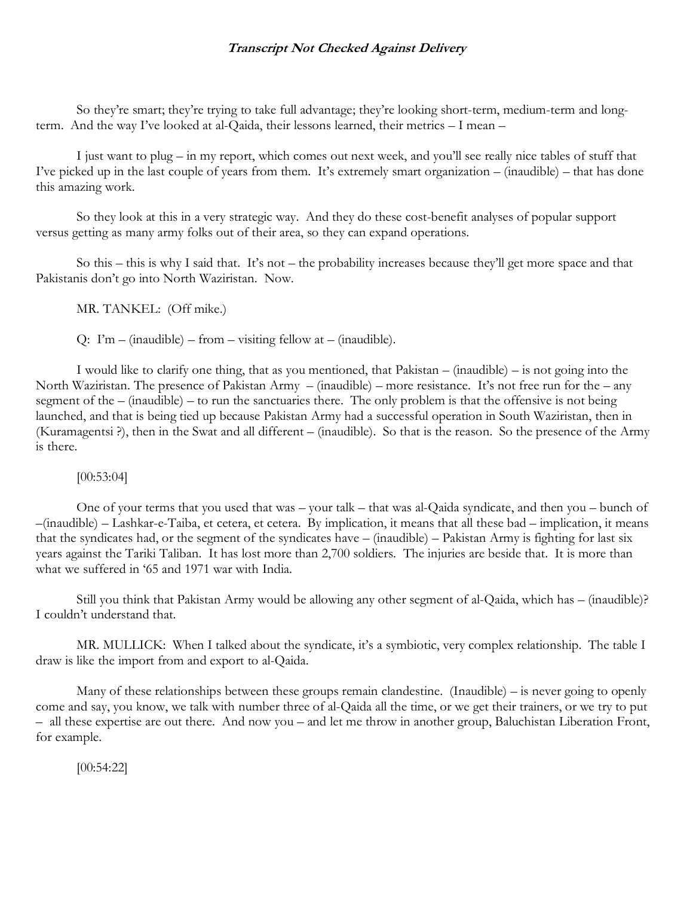So they're smart; they're trying to take full advantage; they're looking short-term, medium-term and long-term. And the way I've looked at al-Qaida, their lessons learned, their metrics – I mean –

I just want to plug – in my report, which comes out next week, and you'll see really nice tables of stuff that I've picked up in the last couple of years from them. It's extremely smart organization – (inaudible) – that has done this amazing work.

So they look at this in a very strategic way. And they do these cost-benefit analyses of popular support versus getting as many army folks out of their area, so they can expand operations.

So this – this is why I said that. It's not – the probability increases because they'll get more space and that Pakistanis don't go into North Waziristan. Now.

MR. TANKEL: (Off mike.)

Q: I'm – (inaudible) – from – visiting fellow at – (inaudible).

I would like to clarify one thing, that as you mentioned, that Pakistan – (inaudible) – is not going into the North Waziristan. The presence of Pakistan Army – (inaudible) – more resistance. It's not free run for the – any segment of the – (inaudible) – to run the sanctuaries there. The only problem is that the offensive is not being launched, and that is being tied up because Pakistan Army had a successful operation in South Waziristan, then in (Kuramagentsi ?), then in the Swat and all different – (inaudible). So that is the reason. So the presence of the Army is there.

[00:53:04]

One of your terms that you used that was – your talk – that was al-Qaida syndicate, and then you – bunch of –(inaudible) – Lashkar-e-Taiba, et cetera, et cetera. By implication, it means that all these bad – implication, it means that the syndicates had, or the segment of the syndicates have – (inaudible) – Pakistan Army is fighting for last six years against the Tariki Taliban. It has lost more than 2,700 soldiers. The injuries are beside that. It is more than what we suffered in '65 and 1971 war with India.

Still you think that Pakistan Army would be allowing any other segment of al-Qaida, which has – (inaudible)? I couldn't understand that.

MR. MULLICK: When I talked about the syndicate, it's a symbiotic, very complex relationship. The table I draw is like the import from and export to al-Qaida.

Many of these relationships between these groups remain clandestine. (Inaudible) – is never going to openly come and say, you know, we talk with number three of al-Qaida all the time, or we get their trainers, or we try to put – all these expertise are out there. And now you – and let me throw in another group, Baluchistan Liberation Front, for example.

[00:54:22]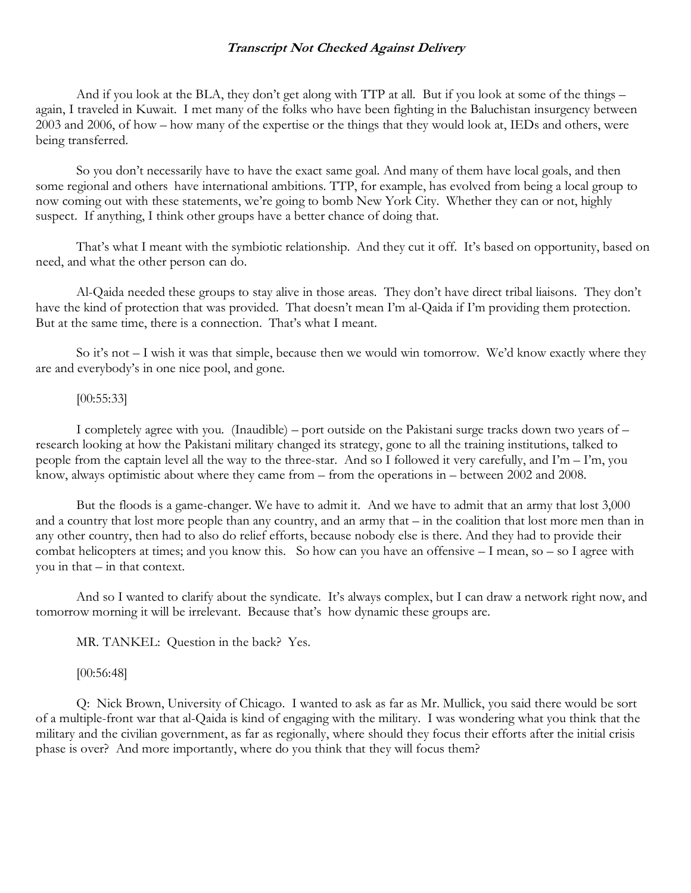And if you look at the BLA, they don't get along with TTP at all. But if you look at some of the things – again, I traveled in Kuwait. I met many of the folks who have been fighting in the Baluchistan insurgency between 2003 and 2006, of how – how many of the expertise or the things that they would look at, IEDs and others, were being transferred.

So you don't necessarily have to have the exact same goal. And many of them have local goals, and then some regional and others have international ambitions. TTP, for example, has evolved from being a local group to now coming out with these statements, we're going to bomb New York City. Whether they can or not, highly suspect. If anything, I think other groups have a better chance of doing that.

That's what I meant with the symbiotic relationship. And they cut it off. It's based on opportunity, based on need, and what the other person can do.

Al-Qaida needed these groups to stay alive in those areas. They don't have direct tribal liaisons. They don't have the kind of protection that was provided. That doesn't mean I'm al-Qaida if I'm providing them protection. But at the same time, there is a connection. That's what I meant.

So it's not – I wish it was that simple, because then we would win tomorrow. We'd know exactly where they are and everybody's in one nice pool, and gone.

[00:55:33]

I completely agree with you. (Inaudible) – port outside on the Pakistani surge tracks down two years of – research looking at how the Pakistani military changed its strategy, gone to all the training institutions, talked to people from the captain level all the way to the three-star. And so I followed it very carefully, and I'm – I'm, you know, always optimistic about where they came from – from the operations in – between 2002 and 2008.

But the floods is a game-changer. We have to admit it. And we have to admit that an army that lost 3,000 and a country that lost more people than any country, and an army that – in the coalition that lost more men than in any other country, then had to also do relief efforts, because nobody else is there. And they had to provide their combat helicopters at times; and you know this. So how can you have an offensive – I mean, so – so I agree with you in that – in that context.

And so I wanted to clarify about the syndicate. It's always complex, but I can draw a network right now, and tomorrow morning it will be irrelevant. Because that's how dynamic these groups are.

MR. TANKEL: Question in the back? Yes.

[00:56:48]

Q: Nick Brown, University of Chicago. I wanted to ask as far as Mr. Mullick, you said there would be sort of a multiple-front war that al-Qaida is kind of engaging with the military. I was wondering what you think that the military and the civilian government, as far as regionally, where should they focus their efforts after the initial crisis phase is over? And more importantly, where do you think that they will focus them?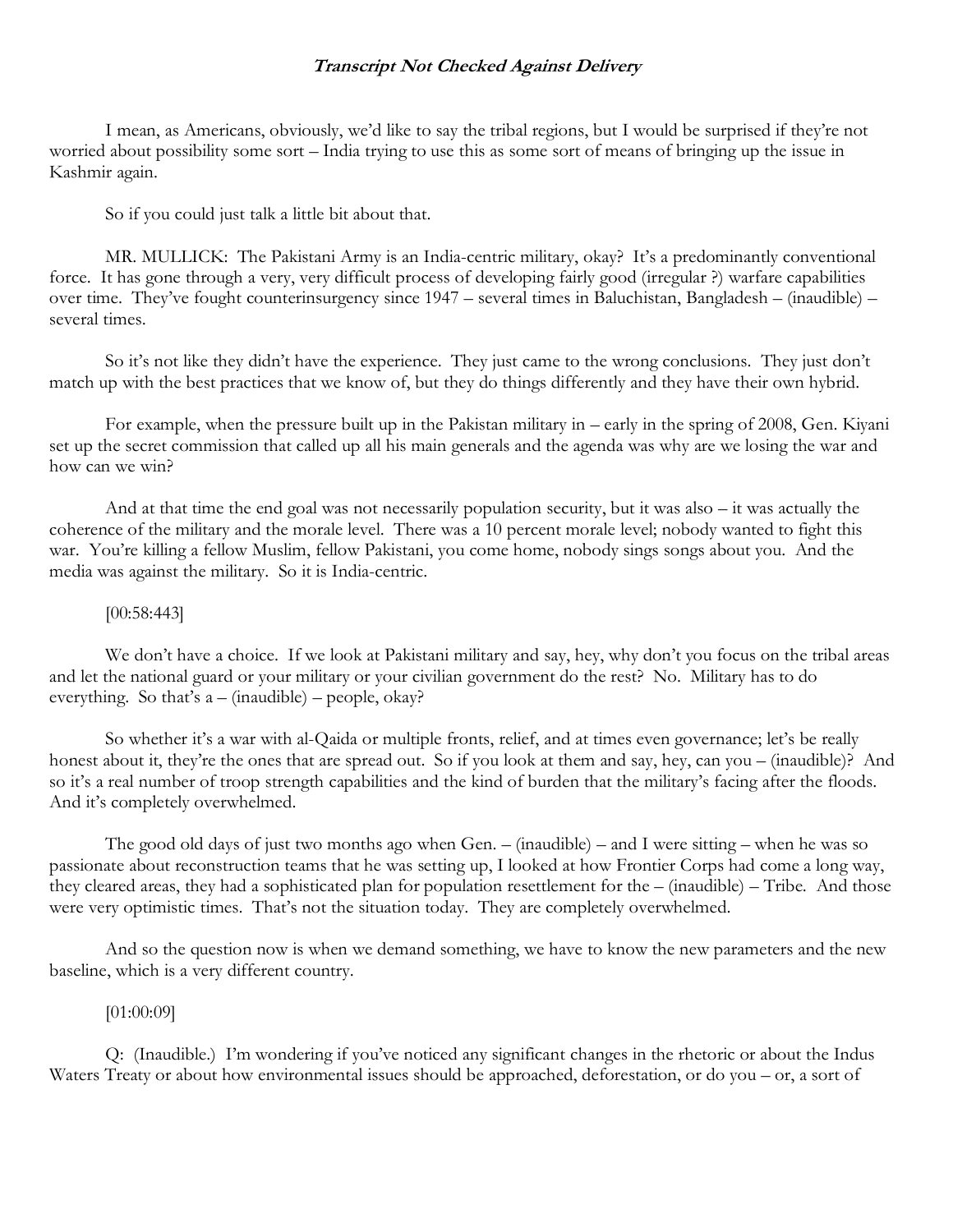I mean, as Americans, obviously, we'd like to say the tribal regions, but I would be surprised if they're not worried about possibility some sort – India trying to use this as some sort of means of bringing up the issue in Kashmir again.

So if you could just talk a little bit about that.

MR. MULLICK: The Pakistani Army is an India-centric military, okay? It's a predominantly conventional force. It has gone through a very, very difficult process of developing fairly good (irregular ?) warfare capabilities over time. They've fought counterinsurgency since 1947 – several times in Baluchistan, Bangladesh – (inaudible) – several times.

So it's not like they didn't have the experience. They just came to the wrong conclusions. They just don't match up with the best practices that we know of, but they do things differently and they have their own hybrid.

For example, when the pressure built up in the Pakistan military in – early in the spring of 2008, Gen. Kiyani set up the secret commission that called up all his main generals and the agenda was why are we losing the war and how can we win?

And at that time the end goal was not necessarily population security, but it was also – it was actually the coherence of the military and the morale level. There was a 10 percent morale level; nobody wanted to fight this war. You're killing a fellow Muslim, fellow Pakistani, you come home, nobody sings songs about you. And the media was against the military. So it is India-centric.

[00:58:443]

We don't have a choice. If we look at Pakistani military and say, hey, why don't you focus on the tribal areas and let the national guard or your military or your civilian government do the rest? No. Military has to do everything. So that's a – (inaudible) – people, okay?

So whether it's a war with al-Qaida or multiple fronts, relief, and at times even governance; let's be really honest about it, they're the ones that are spread out. So if you look at them and say, hey, can you – (inaudible)? And so it's a real number of troop strength capabilities and the kind of burden that the military's facing after the floods. And it's completely overwhelmed.

The good old days of just two months ago when Gen. – (inaudible) – and I were sitting – when he was so passionate about reconstruction teams that he was setting up, I looked at how Frontier Corps had come a long way, they cleared areas, they had a sophisticated plan for population resettlement for the – (inaudible) – Tribe. And those were very optimistic times. That's not the situation today. They are completely overwhelmed.

And so the question now is when we demand something, we have to know the new parameters and the new baseline, which is a very different country.

[01:00:09]

Q: (Inaudible.) I'm wondering if you've noticed any significant changes in the rhetoric or about the Indus Waters Treaty or about how environmental issues should be approached, deforestation, or do you – or, a sort of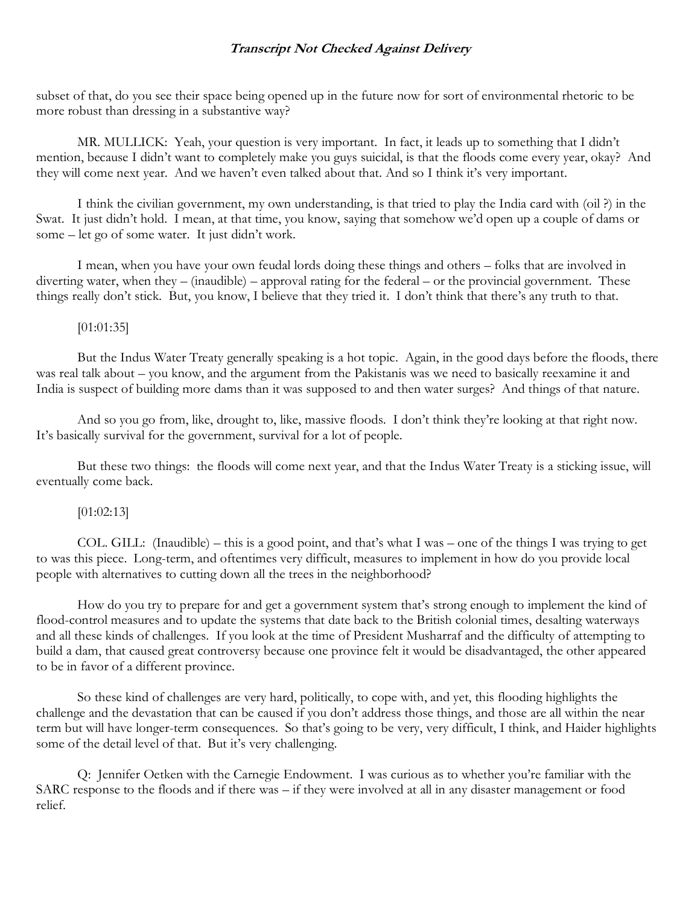subset of that, do you see their space being opened up in the future now for sort of environmental rhetoric to be more robust than dressing in a substantive way?

MR. MULLICK: Yeah, your question is very important. In fact, it leads up to something that I didn't mention, because I didn't want to completely make you guys suicidal, is that the floods come every year, okay? And they will come next year. And we haven't even talked about that. And so I think it's very important.

I think the civilian government, my own understanding, is that tried to play the India card with (oil ?) in the Swat. It just didn't hold. I mean, at that time, you know, saying that somehow we'd open up a couple of dams or some – let go of some water. It just didn't work.

I mean, when you have your own feudal lords doing these things and others – folks that are involved in diverting water, when they – (inaudible) – approval rating for the federal – or the provincial government. These things really don't stick. But, you know, I believe that they tried it. I don't think that there's any truth to that.

[01:01:35]

But the Indus Water Treaty generally speaking is a hot topic. Again, in the good days before the floods, there was real talk about – you know, and the argument from the Pakistanis was we need to basically reexamine it and India is suspect of building more dams than it was supposed to and then water surges? And things of that nature.

And so you go from, like, drought to, like, massive floods. I don't think they're looking at that right now. It's basically survival for the government, survival for a lot of people.

But these two things: the floods will come next year, and that the Indus Water Treaty is a sticking issue, will eventually come back.

[01:02:13]

COL. GILL: (Inaudible) – this is a good point, and that's what I was – one of the things I was trying to get to was this piece. Long-term, and oftentimes very difficult, measures to implement in how do you provide local people with alternatives to cutting down all the trees in the neighborhood?

How do you try to prepare for and get a government system that's strong enough to implement the kind of flood-control measures and to update the systems that date back to the British colonial times, desalting waterways and all these kinds of challenges. If you look at the time of President Musharraf and the difficulty of attempting to build a dam, that caused great controversy because one province felt it would be disadvantaged, the other appeared to be in favor of a different province.

So these kind of challenges are very hard, politically, to cope with, and yet, this flooding highlights the challenge and the devastation that can be caused if you don't address those things, and those are all within the near term but will have longer-term consequences. So that's going to be very, very difficult, I think, and Haider highlights some of the detail level of that. But it's very challenging.

Q: Jennifer Oetken with the Carnegie Endowment. I was curious as to whether you're familiar with the SARC response to the floods and if there was – if they were involved at all in any disaster management or food relief.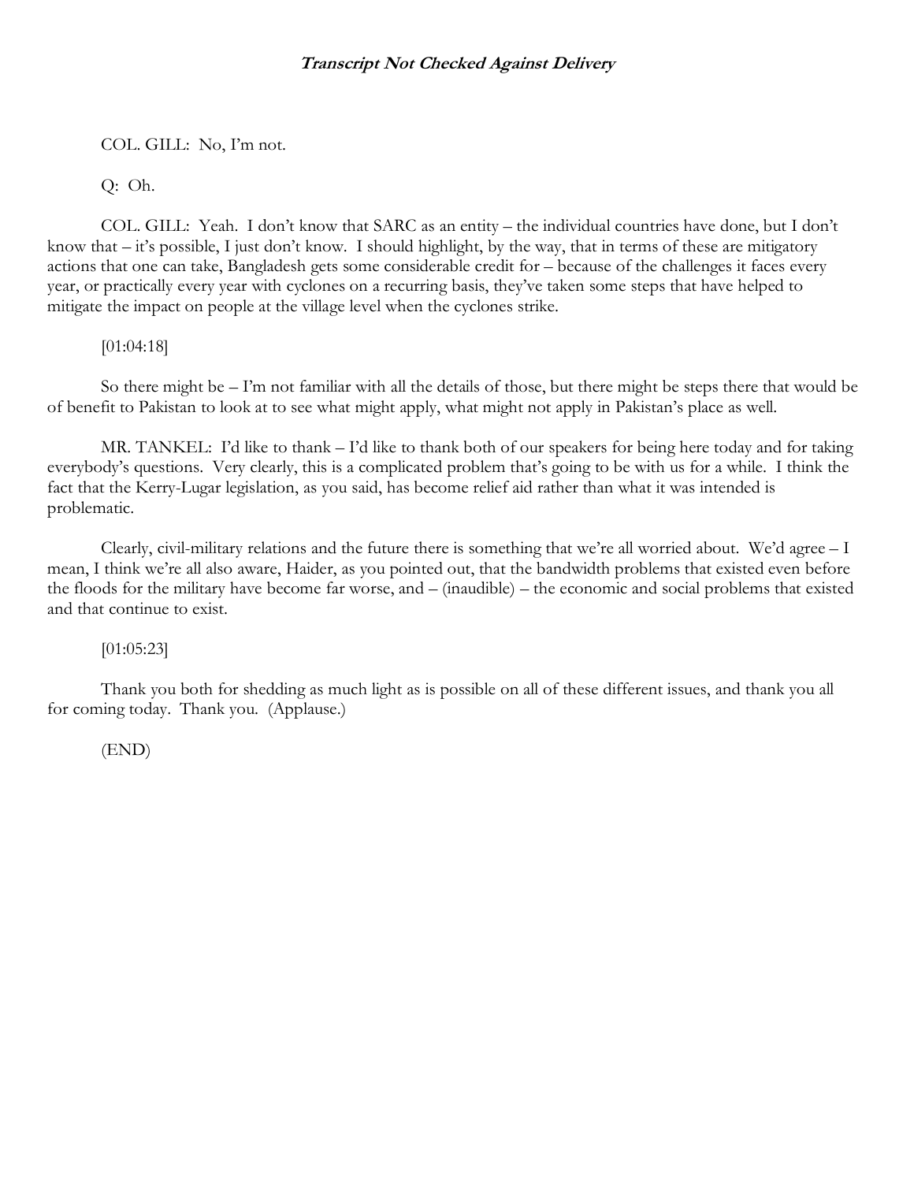COL. GILL: No, I'm not.

Q: Oh.

COL. GILL: Yeah. I don't know that SARC as an entity – the individual countries have done, but I don't know that – it's possible, I just don't know. I should highlight, by the way, that in terms of these are mitigatory actions that one can take, Bangladesh gets some considerable credit for – because of the challenges it faces every year, or practically every year with cyclones on a recurring basis, they've taken some steps that have helped to mitigate the impact on people at the village level when the cyclones strike.

[01:04:18]

So there might be – I'm not familiar with all the details of those, but there might be steps there that would be of benefit to Pakistan to look at to see what might apply, what might not apply in Pakistan's place as well.

MR. TANKEL: I'd like to thank – I'd like to thank both of our speakers for being here today and for taking everybody's questions. Very clearly, this is a complicated problem that's going to be with us for a while. I think the fact that the Kerry-Lugar legislation, as you said, has become relief aid rather than what it was intended is problematic.

Clearly, civil-military relations and the future there is something that we're all worried about. We'd agree – I mean, I think we're all also aware, Haider, as you pointed out, that the bandwidth problems that existed even before the floods for the military have become far worse, and – (inaudible) – the economic and social problems that existed and that continue to exist.

[01:05:23]

Thank you both for shedding as much light as is possible on all of these different issues, and thank you all for coming today. Thank you. (Applause.)

(END)